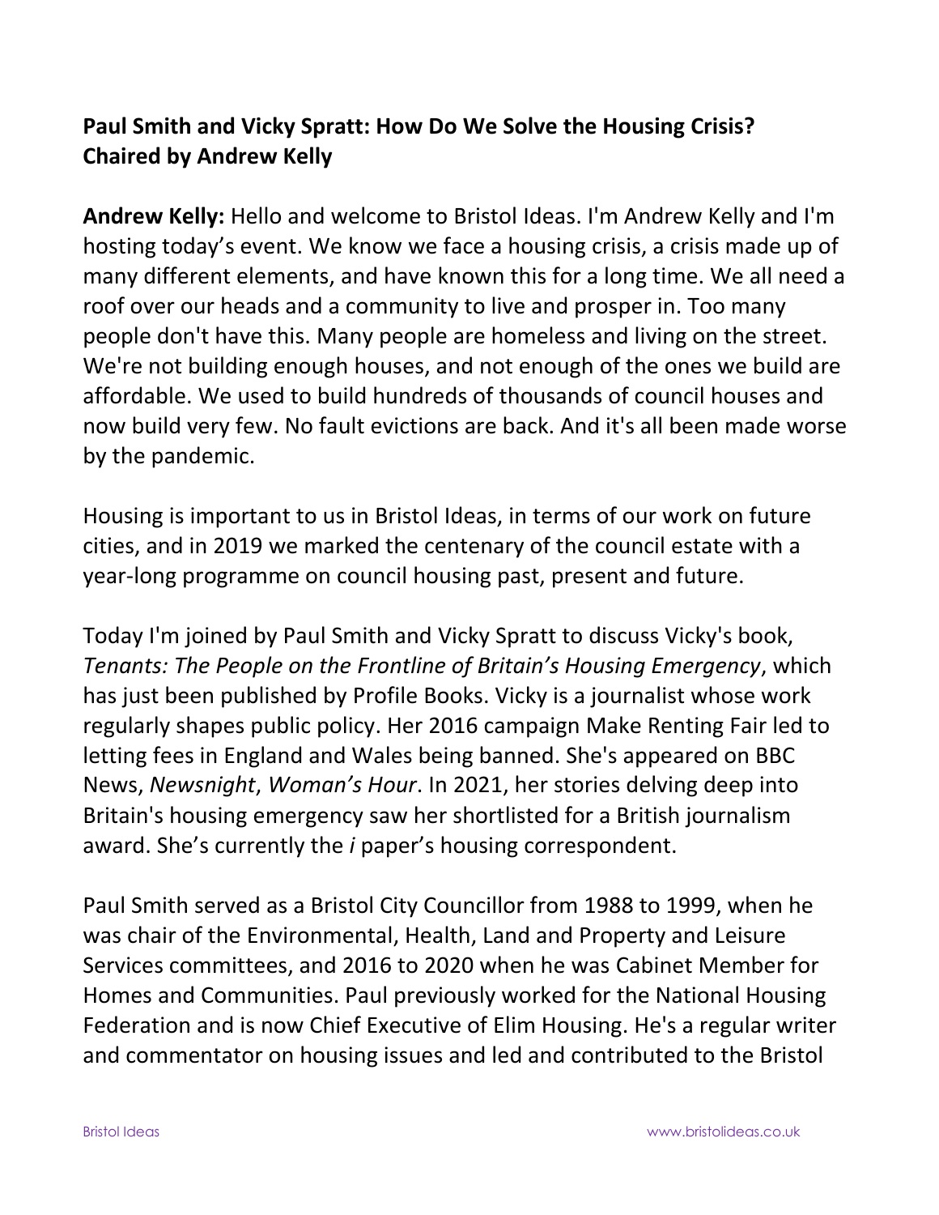**Paul Smith and Vicky Spratt: How Do We Solve the Housing Crisis?**
**Chaired by Andrew Kelly**

**Andrew Kelly:** Hello and welcome to Bristol Ideas. I'm Andrew Kelly and I'm hosting today's event. We know we face a housing crisis, a crisis made up of many different elements, and have known this for a long time. We all need a roof over our heads and a community to live and prosper in. Too many people don't have this. Many people are homeless and living on the street. We're not building enough houses, and not enough of the ones we build are affordable. We used to build hundreds of thousands of council houses and now build very few. No fault evictions are back. And it's all been made worse by the pandemic.

Housing is important to us in Bristol Ideas, in terms of our work on future cities, and in 2019 we marked the centenary of the council estate with a year-long programme on council housing past, present and future.

Today I'm joined by Paul Smith and Vicky Spratt to discuss Vicky's book, *Tenants: The People on the Frontline of Britain's Housing Emergency*, which has just been published by Profile Books. Vicky is a journalist whose work regularly shapes public policy. Her 2016 campaign Make Renting Fair led to letting fees in England and Wales being banned. She's appeared on BBC News, *Newsnight*, *Woman's Hour*. In 2021, her stories delving deep into Britain's housing emergency saw her shortlisted for a British journalism award. She's currently the *i* paper's housing correspondent.

Paul Smith served as a Bristol City Councillor from 1988 to 1999, when he was chair of the Environmental, Health, Land and Property and Leisure Services committees, and 2016 to 2020 when he was Cabinet Member for Homes and Communities. Paul previously worked for the National Housing Federation and is now Chief Executive of Elim Housing. He's a regular writer and commentator on housing issues and led and contributed to the Bristol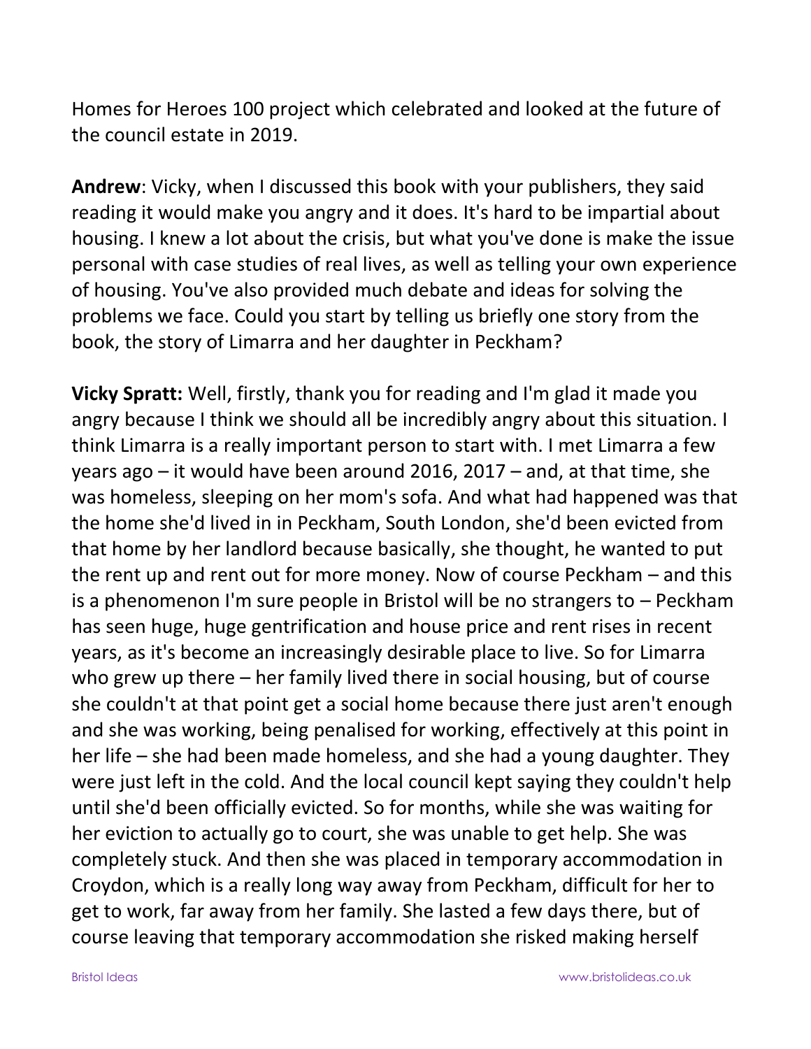Homes for Heroes 100 project which celebrated and looked at the future of the council estate in 2019.

**Andrew**: Vicky, when I discussed this book with your publishers, they said reading it would make you angry and it does. It's hard to be impartial about housing. I knew a lot about the crisis, but what you've done is make the issue personal with case studies of real lives, as well as telling your own experience of housing. You've also provided much debate and ideas for solving the problems we face. Could you start by telling us briefly one story from the book, the story of Limarra and her daughter in Peckham?

**Vicky Spratt:** Well, firstly, thank you for reading and I'm glad it made you angry because I think we should all be incredibly angry about this situation. I think Limarra is a really important person to start with. I met Limarra a few years ago – it would have been around 2016, 2017 – and, at that time, she was homeless, sleeping on her mom's sofa. And what had happened was that the home she'd lived in in Peckham, South London, she'd been evicted from that home by her landlord because basically, she thought, he wanted to put the rent up and rent out for more money. Now of course Peckham – and this is a phenomenon I'm sure people in Bristol will be no strangers to – Peckham has seen huge, huge gentrification and house price and rent rises in recent years, as it's become an increasingly desirable place to live. So for Limarra who grew up there – her family lived there in social housing, but of course she couldn't at that point get a social home because there just aren't enough and she was working, being penalised for working, effectively at this point in her life – she had been made homeless, and she had a young daughter. They were just left in the cold. And the local council kept saying they couldn't help until she'd been officially evicted. So for months, while she was waiting for her eviction to actually go to court, she was unable to get help. She was completely stuck. And then she was placed in temporary accommodation in Croydon, which is a really long way away from Peckham, difficult for her to get to work, far away from her family. She lasted a few days there, but of course leaving that temporary accommodation she risked making herself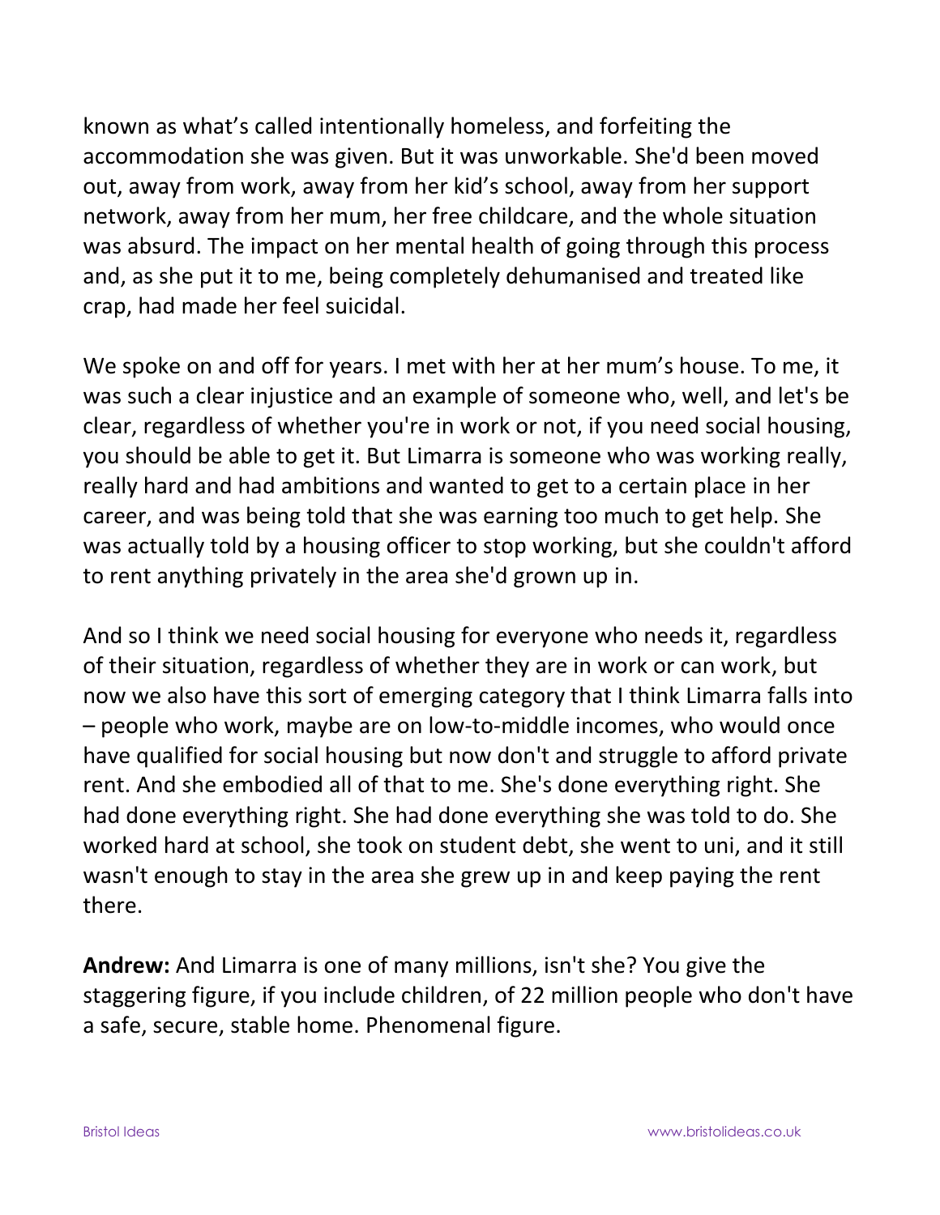known as what's called intentionally homeless, and forfeiting the accommodation she was given. But it was unworkable. She'd been moved out, away from work, away from her kid's school, away from her support network, away from her mum, her free childcare, and the whole situation was absurd. The impact on her mental health of going through this process and, as she put it to me, being completely dehumanised and treated like crap, had made her feel suicidal.

We spoke on and off for years. I met with her at her mum's house. To me, it was such a clear injustice and an example of someone who, well, and let's be clear, regardless of whether you're in work or not, if you need social housing, you should be able to get it. But Limarra is someone who was working really, really hard and had ambitions and wanted to get to a certain place in her career, and was being told that she was earning too much to get help. She was actually told by a housing officer to stop working, but she couldn't afford to rent anything privately in the area she'd grown up in.

And so I think we need social housing for everyone who needs it, regardless of their situation, regardless of whether they are in work or can work, but now we also have this sort of emerging category that I think Limarra falls into – people who work, maybe are on low-to-middle incomes, who would once have qualified for social housing but now don't and struggle to afford private rent. And she embodied all of that to me. She's done everything right. She had done everything right. She had done everything she was told to do. She worked hard at school, she took on student debt, she went to uni, and it still wasn't enough to stay in the area she grew up in and keep paying the rent there.

**Andrew:** And Limarra is one of many millions, isn't she? You give the staggering figure, if you include children, of 22 million people who don't have a safe, secure, stable home. Phenomenal figure.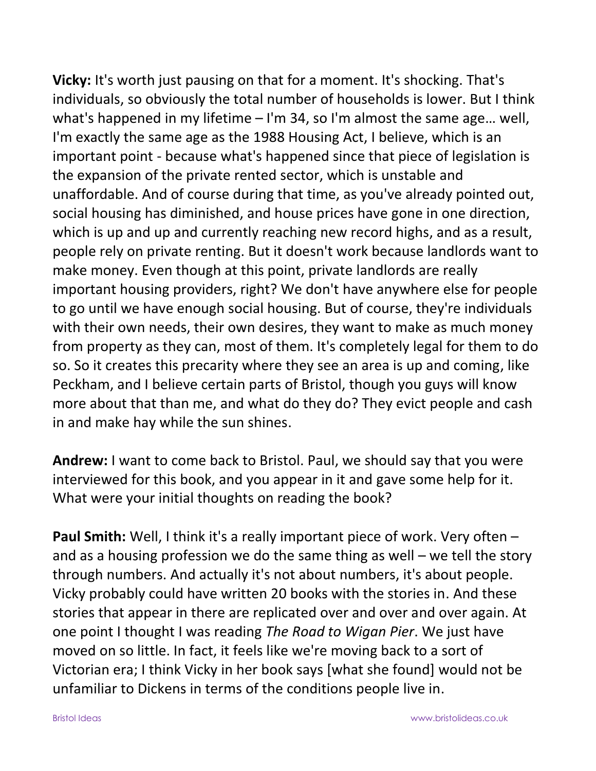**Vicky:** It's worth just pausing on that for a moment. It's shocking. That's individuals, so obviously the total number of households is lower. But I think what's happened in my lifetime – I'm 34, so I'm almost the same age… well, I'm exactly the same age as the 1988 Housing Act, I believe, which is an important point - because what's happened since that piece of legislation is the expansion of the private rented sector, which is unstable and unaffordable. And of course during that time, as you've already pointed out, social housing has diminished, and house prices have gone in one direction, which is up and up and currently reaching new record highs, and as a result, people rely on private renting. But it doesn't work because landlords want to make money. Even though at this point, private landlords are really important housing providers, right? We don't have anywhere else for people to go until we have enough social housing. But of course, they're individuals with their own needs, their own desires, they want to make as much money from property as they can, most of them. It's completely legal for them to do so. So it creates this precarity where they see an area is up and coming, like Peckham, and I believe certain parts of Bristol, though you guys will know more about that than me, and what do they do? They evict people and cash in and make hay while the sun shines.

**Andrew:** I want to come back to Bristol. Paul, we should say that you were interviewed for this book, and you appear in it and gave some help for it. What were your initial thoughts on reading the book?

**Paul Smith:** Well, I think it's a really important piece of work. Very often – and as a housing profession we do the same thing as well – we tell the story through numbers. And actually it's not about numbers, it's about people. Vicky probably could have written 20 books with the stories in. And these stories that appear in there are replicated over and over and over again. At one point I thought I was reading *The Road to Wigan Pier*. We just have moved on so little. In fact, it feels like we're moving back to a sort of Victorian era; I think Vicky in her book says [what she found] would not be unfamiliar to Dickens in terms of the conditions people live in.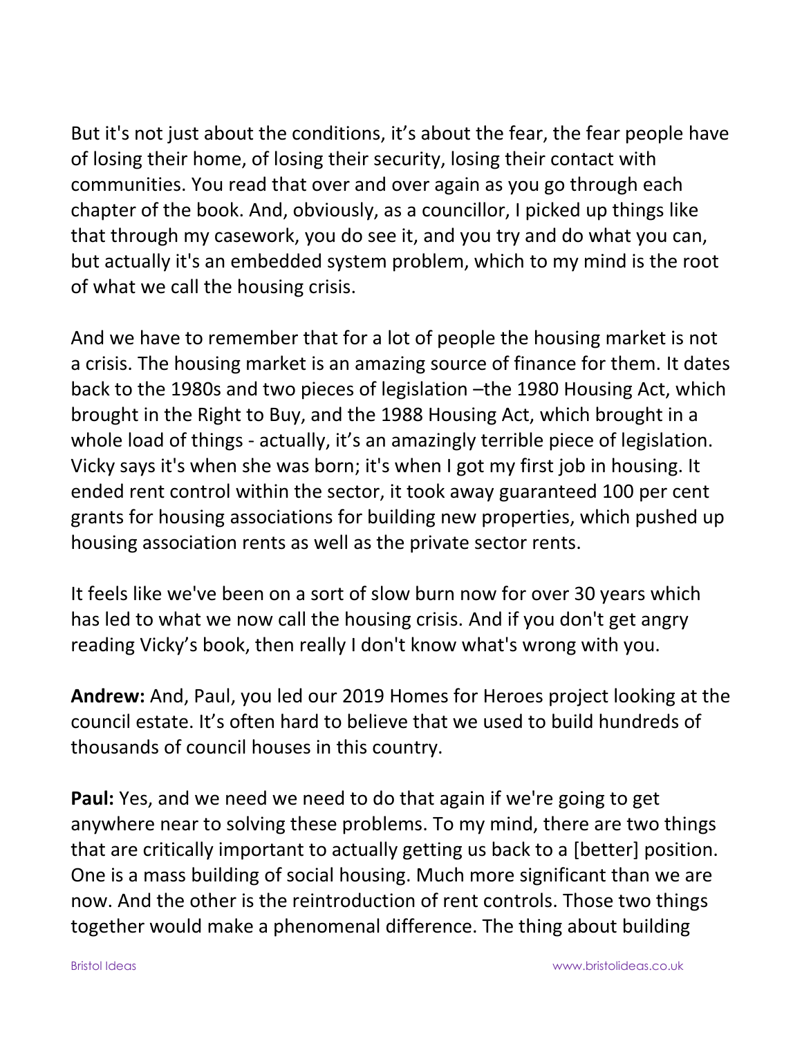But it's not just about the conditions, it's about the fear, the fear people have of losing their home, of losing their security, losing their contact with communities. You read that over and over again as you go through each chapter of the book. And, obviously, as a councillor, I picked up things like that through my casework, you do see it, and you try and do what you can, but actually it's an embedded system problem, which to my mind is the root of what we call the housing crisis.

And we have to remember that for a lot of people the housing market is not a crisis. The housing market is an amazing source of finance for them. It dates back to the 1980s and two pieces of legislation –the 1980 Housing Act, which brought in the Right to Buy, and the 1988 Housing Act, which brought in a whole load of things - actually, it's an amazingly terrible piece of legislation. Vicky says it's when she was born; it's when I got my first job in housing. It ended rent control within the sector, it took away guaranteed 100 per cent grants for housing associations for building new properties, which pushed up housing association rents as well as the private sector rents.

It feels like we've been on a sort of slow burn now for over 30 years which has led to what we now call the housing crisis. And if you don't get angry reading Vicky's book, then really I don't know what's wrong with you.

**Andrew:** And, Paul, you led our 2019 Homes for Heroes project looking at the council estate. It's often hard to believe that we used to build hundreds of thousands of council houses in this country.

**Paul:** Yes, and we need we need to do that again if we're going to get anywhere near to solving these problems. To my mind, there are two things that are critically important to actually getting us back to a [better] position. One is a mass building of social housing. Much more significant than we are now. And the other is the reintroduction of rent controls. Those two things together would make a phenomenal difference. The thing about building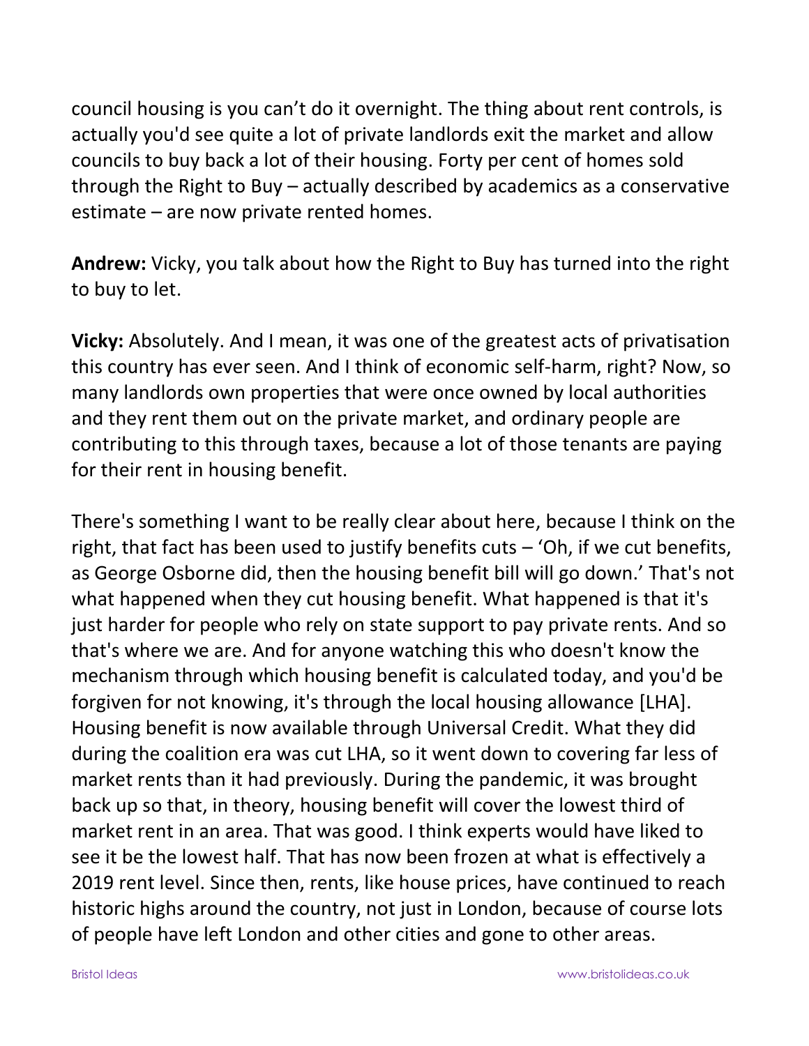council housing is you can't do it overnight. The thing about rent controls, is actually you'd see quite a lot of private landlords exit the market and allow councils to buy back a lot of their housing. Forty per cent of homes sold through the Right to Buy – actually described by academics as a conservative estimate – are now private rented homes.

**Andrew:** Vicky, you talk about how the Right to Buy has turned into the right to buy to let.

**Vicky:** Absolutely. And I mean, it was one of the greatest acts of privatisation this country has ever seen. And I think of economic self-harm, right? Now, so many landlords own properties that were once owned by local authorities and they rent them out on the private market, and ordinary people are contributing to this through taxes, because a lot of those tenants are paying for their rent in housing benefit.

There's something I want to be really clear about here, because I think on the right, that fact has been used to justify benefits cuts – 'Oh, if we cut benefits, as George Osborne did, then the housing benefit bill will go down.' That's not what happened when they cut housing benefit. What happened is that it's just harder for people who rely on state support to pay private rents. And so that's where we are. And for anyone watching this who doesn't know the mechanism through which housing benefit is calculated today, and you'd be forgiven for not knowing, it's through the local housing allowance [LHA]. Housing benefit is now available through Universal Credit. What they did during the coalition era was cut LHA, so it went down to covering far less of market rents than it had previously. During the pandemic, it was brought back up so that, in theory, housing benefit will cover the lowest third of market rent in an area. That was good. I think experts would have liked to see it be the lowest half. That has now been frozen at what is effectively a 2019 rent level. Since then, rents, like house prices, have continued to reach historic highs around the country, not just in London, because of course lots of people have left London and other cities and gone to other areas.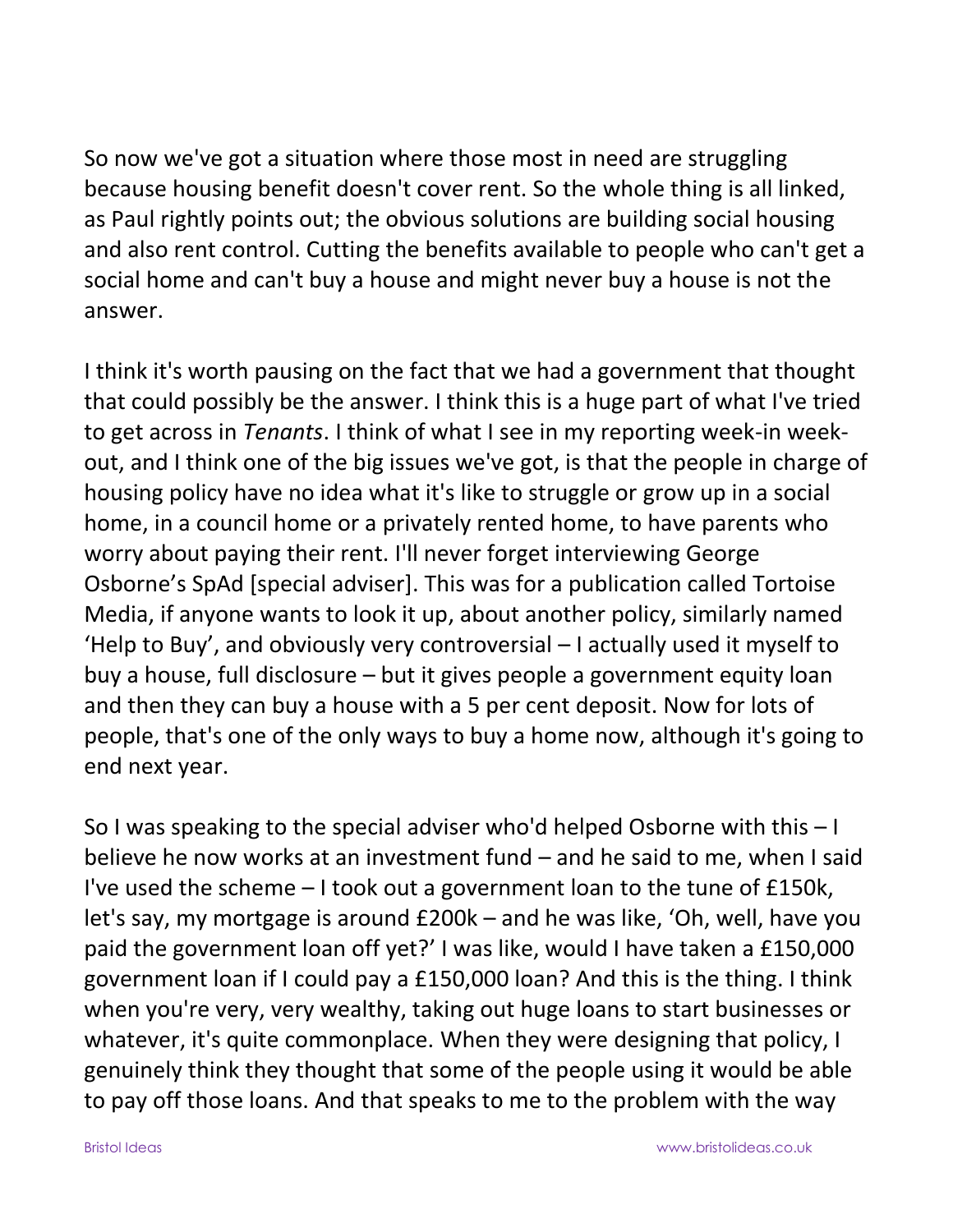So now we've got a situation where those most in need are struggling because housing benefit doesn't cover rent. So the whole thing is all linked, as Paul rightly points out; the obvious solutions are building social housing and also rent control. Cutting the benefits available to people who can't get a social home and can't buy a house and might never buy a house is not the answer.

I think it's worth pausing on the fact that we had a government that thought that could possibly be the answer. I think this is a huge part of what I've tried to get across in *Tenants*. I think of what I see in my reporting week-in week-out, and I think one of the big issues we've got, is that the people in charge of housing policy have no idea what it's like to struggle or grow up in a social home, in a council home or a privately rented home, to have parents who worry about paying their rent. I'll never forget interviewing George Osborne's SpAd [special adviser]. This was for a publication called Tortoise Media, if anyone wants to look it up, about another policy, similarly named 'Help to Buy', and obviously very controversial – I actually used it myself to buy a house, full disclosure – but it gives people a government equity loan and then they can buy a house with a 5 per cent deposit. Now for lots of people, that's one of the only ways to buy a home now, although it's going to end next year.

So I was speaking to the special adviser who'd helped Osborne with this – I believe he now works at an investment fund – and he said to me, when I said I've used the scheme – I took out a government loan to the tune of £150k, let's say, my mortgage is around £200k – and he was like, 'Oh, well, have you paid the government loan off yet?' I was like, would I have taken a £150,000 government loan if I could pay a £150,000 loan? And this is the thing. I think when you're very, very wealthy, taking out huge loans to start businesses or whatever, it's quite commonplace. When they were designing that policy, I genuinely think they thought that some of the people using it would be able to pay off those loans. And that speaks to me to the problem with the way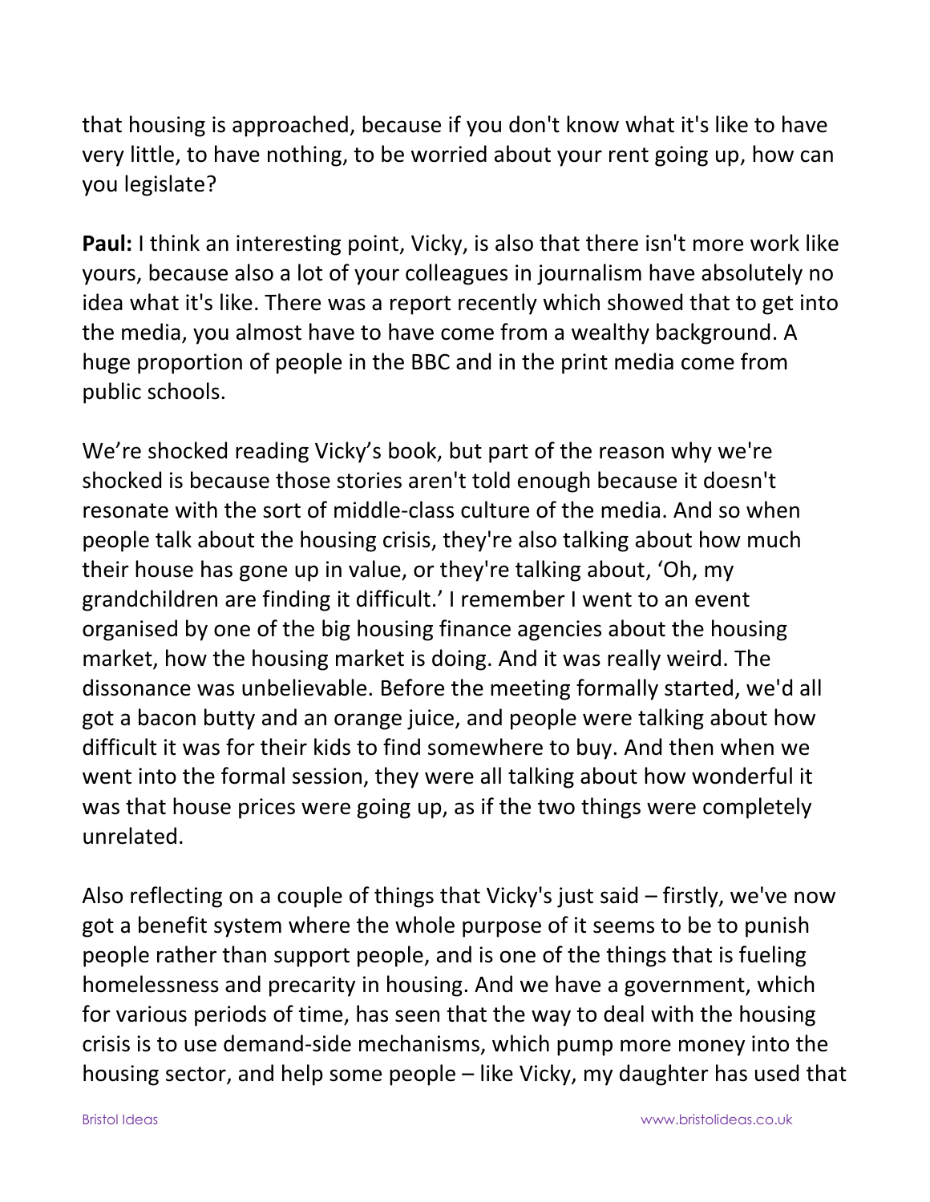that housing is approached, because if you don't know what it's like to have very little, to have nothing, to be worried about your rent going up, how can you legislate?

**Paul:** I think an interesting point, Vicky, is also that there isn't more work like yours, because also a lot of your colleagues in journalism have absolutely no idea what it's like. There was a report recently which showed that to get into the media, you almost have to have come from a wealthy background. A huge proportion of people in the BBC and in the print media come from public schools.

We're shocked reading Vicky's book, but part of the reason why we're shocked is because those stories aren't told enough because it doesn't resonate with the sort of middle-class culture of the media. And so when people talk about the housing crisis, they're also talking about how much their house has gone up in value, or they're talking about, 'Oh, my grandchildren are finding it difficult.' I remember I went to an event organised by one of the big housing finance agencies about the housing market, how the housing market is doing. And it was really weird. The dissonance was unbelievable. Before the meeting formally started, we'd all got a bacon butty and an orange juice, and people were talking about how difficult it was for their kids to find somewhere to buy. And then when we went into the formal session, they were all talking about how wonderful it was that house prices were going up, as if the two things were completely unrelated.

Also reflecting on a couple of things that Vicky's just said – firstly, we've now got a benefit system where the whole purpose of it seems to be to punish people rather than support people, and is one of the things that is fueling homelessness and precarity in housing. And we have a government, which for various periods of time, has seen that the way to deal with the housing crisis is to use demand-side mechanisms, which pump more money into the housing sector, and help some people – like Vicky, my daughter has used that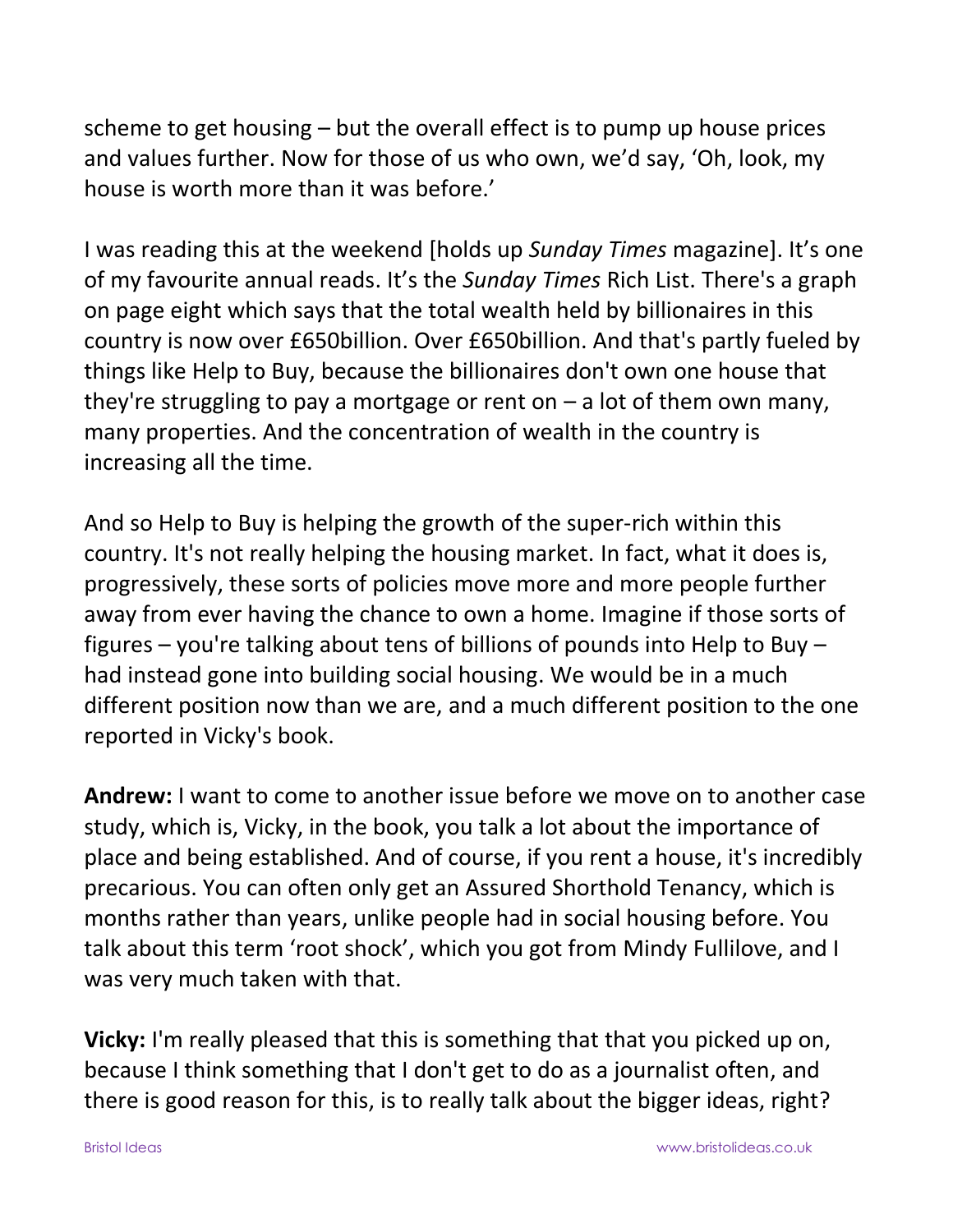scheme to get housing – but the overall effect is to pump up house prices and values further. Now for those of us who own, we'd say, 'Oh, look, my house is worth more than it was before.'

I was reading this at the weekend [holds up *Sunday Times* magazine]. It's one of my favourite annual reads. It's the *Sunday Times* Rich List. There's a graph on page eight which says that the total wealth held by billionaires in this country is now over £650billion. Over £650billion. And that's partly fueled by things like Help to Buy, because the billionaires don't own one house that they're struggling to pay a mortgage or rent on – a lot of them own many, many properties. And the concentration of wealth in the country is increasing all the time.

And so Help to Buy is helping the growth of the super-rich within this country. It's not really helping the housing market. In fact, what it does is, progressively, these sorts of policies move more and more people further away from ever having the chance to own a home. Imagine if those sorts of figures – you're talking about tens of billions of pounds into Help to Buy – had instead gone into building social housing. We would be in a much different position now than we are, and a much different position to the one reported in Vicky's book.

**Andrew:** I want to come to another issue before we move on to another case study, which is, Vicky, in the book, you talk a lot about the importance of place and being established. And of course, if you rent a house, it's incredibly precarious. You can often only get an Assured Shorthold Tenancy, which is months rather than years, unlike people had in social housing before. You talk about this term 'root shock', which you got from Mindy Fullilove, and I was very much taken with that.

**Vicky:** I'm really pleased that this is something that that you picked up on, because I think something that I don't get to do as a journalist often, and there is good reason for this, is to really talk about the bigger ideas, right?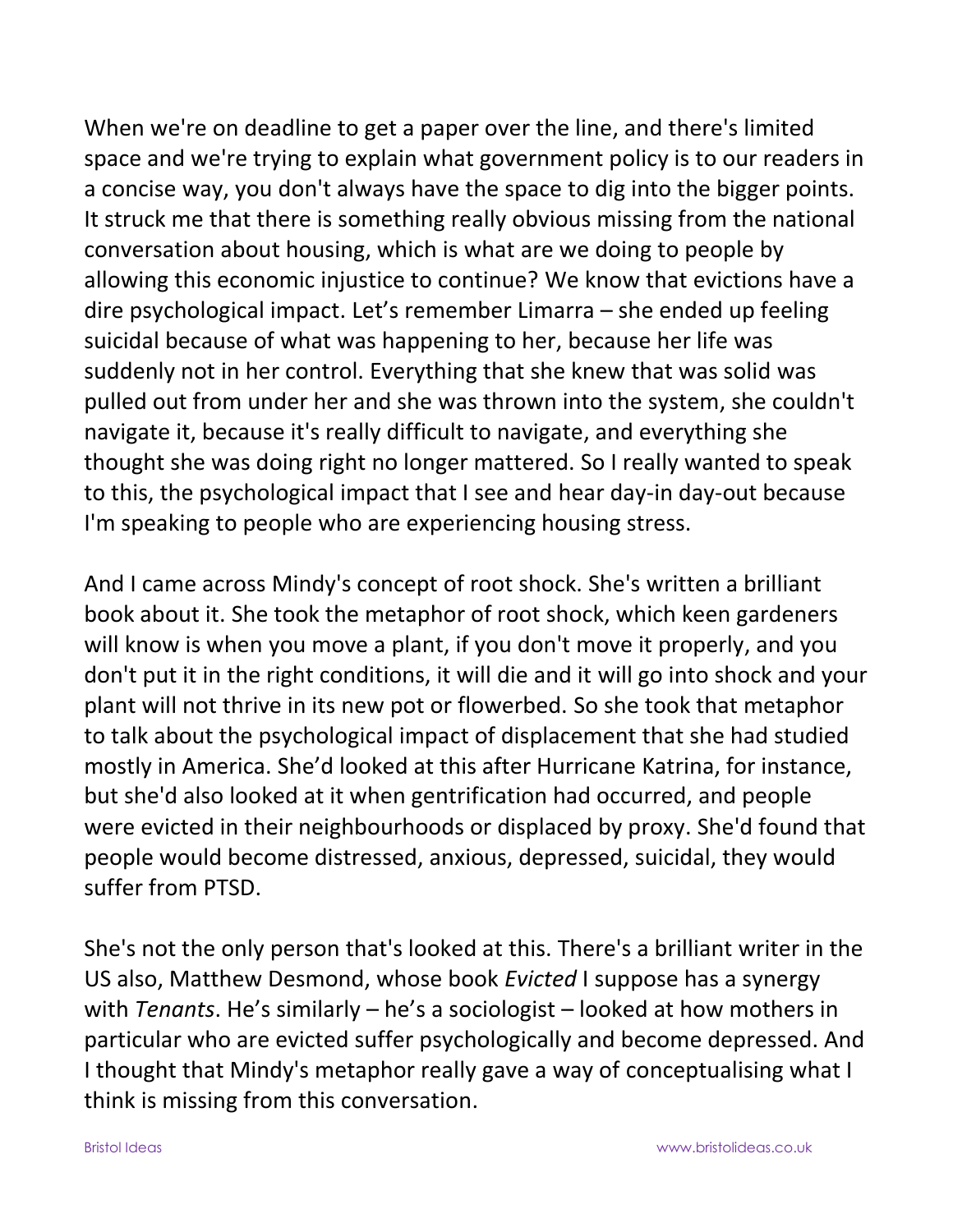When we're on deadline to get a paper over the line, and there's limited space and we're trying to explain what government policy is to our readers in a concise way, you don't always have the space to dig into the bigger points. It struck me that there is something really obvious missing from the national conversation about housing, which is what are we doing to people by allowing this economic injustice to continue? We know that evictions have a dire psychological impact. Let's remember Limarra – she ended up feeling suicidal because of what was happening to her, because her life was suddenly not in her control. Everything that she knew that was solid was pulled out from under her and she was thrown into the system, she couldn't navigate it, because it's really difficult to navigate, and everything she thought she was doing right no longer mattered. So I really wanted to speak to this, the psychological impact that I see and hear day-in day-out because I'm speaking to people who are experiencing housing stress.

And I came across Mindy's concept of root shock. She's written a brilliant book about it. She took the metaphor of root shock, which keen gardeners will know is when you move a plant, if you don't move it properly, and you don't put it in the right conditions, it will die and it will go into shock and your plant will not thrive in its new pot or flowerbed. So she took that metaphor to talk about the psychological impact of displacement that she had studied mostly in America. She'd looked at this after Hurricane Katrina, for instance, but she'd also looked at it when gentrification had occurred, and people were evicted in their neighbourhoods or displaced by proxy. She'd found that people would become distressed, anxious, depressed, suicidal, they would suffer from PTSD.

She's not the only person that's looked at this. There's a brilliant writer in the US also, Matthew Desmond, whose book *Evicted* I suppose has a synergy with *Tenants*. He's similarly – he's a sociologist – looked at how mothers in particular who are evicted suffer psychologically and become depressed. And I thought that Mindy's metaphor really gave a way of conceptualising what I think is missing from this conversation.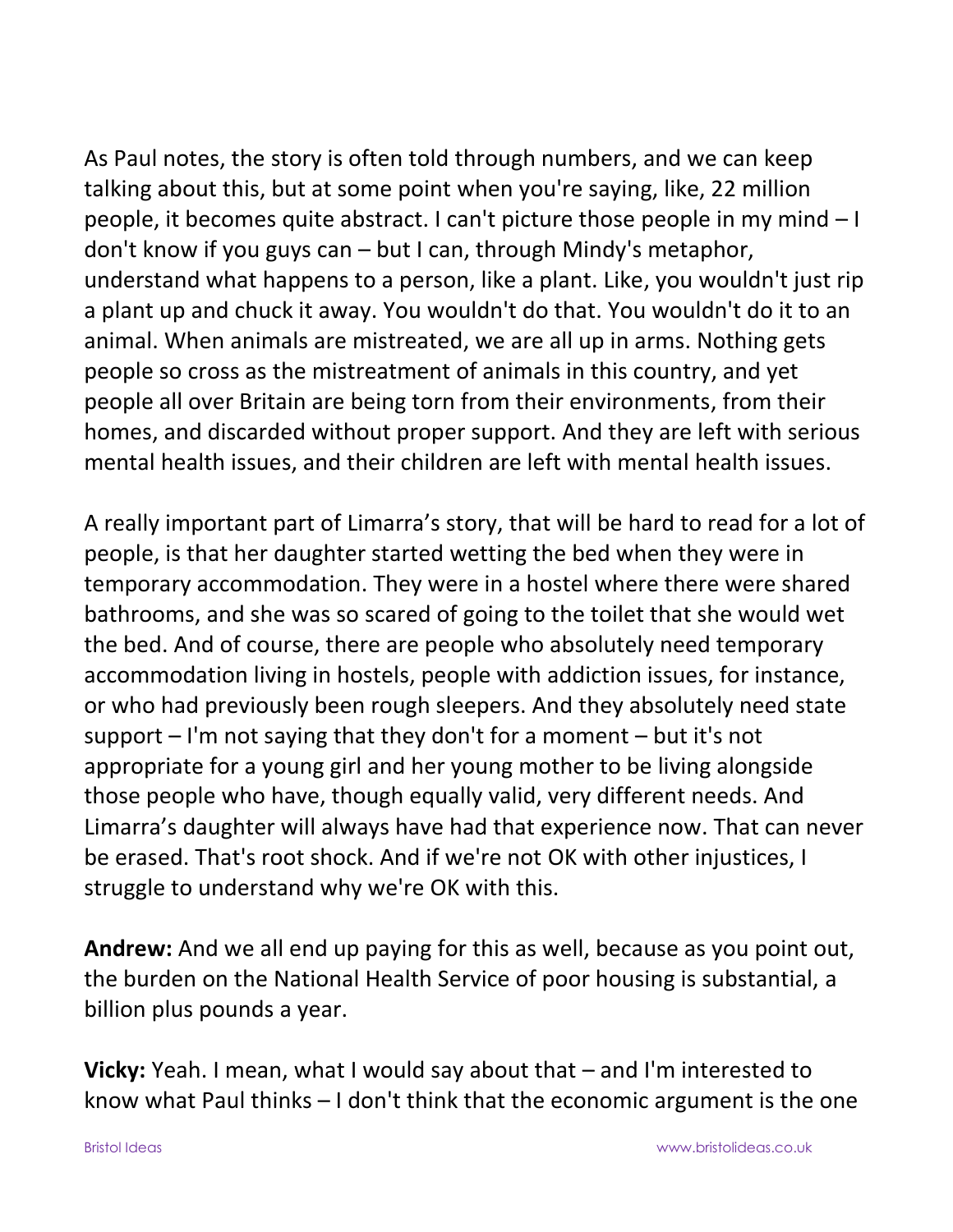As Paul notes, the story is often told through numbers, and we can keep talking about this, but at some point when you're saying, like, 22 million people, it becomes quite abstract. I can't picture those people in my mind – I don't know if you guys can – but I can, through Mindy's metaphor, understand what happens to a person, like a plant. Like, you wouldn't just rip a plant up and chuck it away. You wouldn't do that. You wouldn't do it to an animal. When animals are mistreated, we are all up in arms. Nothing gets people so cross as the mistreatment of animals in this country, and yet people all over Britain are being torn from their environments, from their homes, and discarded without proper support. And they are left with serious mental health issues, and their children are left with mental health issues.

A really important part of Limarra's story, that will be hard to read for a lot of people, is that her daughter started wetting the bed when they were in temporary accommodation. They were in a hostel where there were shared bathrooms, and she was so scared of going to the toilet that she would wet the bed. And of course, there are people who absolutely need temporary accommodation living in hostels, people with addiction issues, for instance, or who had previously been rough sleepers. And they absolutely need state support – I'm not saying that they don't for a moment – but it's not appropriate for a young girl and her young mother to be living alongside those people who have, though equally valid, very different needs. And Limarra's daughter will always have had that experience now. That can never be erased. That's root shock. And if we're not OK with other injustices, I struggle to understand why we're OK with this.

**Andrew:** And we all end up paying for this as well, because as you point out, the burden on the National Health Service of poor housing is substantial, a billion plus pounds a year.

**Vicky:** Yeah. I mean, what I would say about that – and I'm interested to know what Paul thinks – I don't think that the economic argument is the one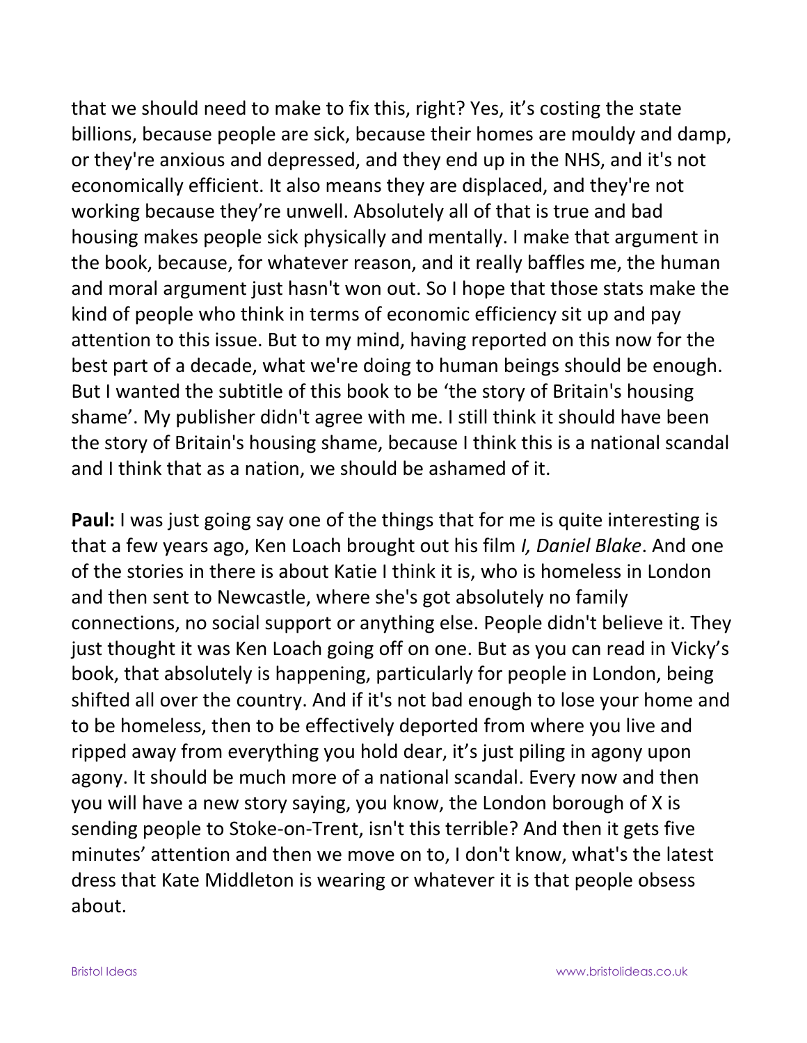that we should need to make to fix this, right? Yes, it's costing the state billions, because people are sick, because their homes are mouldy and damp, or they're anxious and depressed, and they end up in the NHS, and it's not economically efficient. It also means they are displaced, and they're not working because they're unwell. Absolutely all of that is true and bad housing makes people sick physically and mentally. I make that argument in the book, because, for whatever reason, and it really baffles me, the human and moral argument just hasn't won out. So I hope that those stats make the kind of people who think in terms of economic efficiency sit up and pay attention to this issue. But to my mind, having reported on this now for the best part of a decade, what we're doing to human beings should be enough. But I wanted the subtitle of this book to be 'the story of Britain's housing shame'. My publisher didn't agree with me. I still think it should have been the story of Britain's housing shame, because I think this is a national scandal and I think that as a nation, we should be ashamed of it.

**Paul:** I was just going say one of the things that for me is quite interesting is that a few years ago, Ken Loach brought out his film *I, Daniel Blake*. And one of the stories in there is about Katie I think it is, who is homeless in London and then sent to Newcastle, where she's got absolutely no family connections, no social support or anything else. People didn't believe it. They just thought it was Ken Loach going off on one. But as you can read in Vicky's book, that absolutely is happening, particularly for people in London, being shifted all over the country. And if it's not bad enough to lose your home and to be homeless, then to be effectively deported from where you live and ripped away from everything you hold dear, it's just piling in agony upon agony. It should be much more of a national scandal. Every now and then you will have a new story saying, you know, the London borough of X is sending people to Stoke-on-Trent, isn't this terrible? And then it gets five minutes' attention and then we move on to, I don't know, what's the latest dress that Kate Middleton is wearing or whatever it is that people obsess about.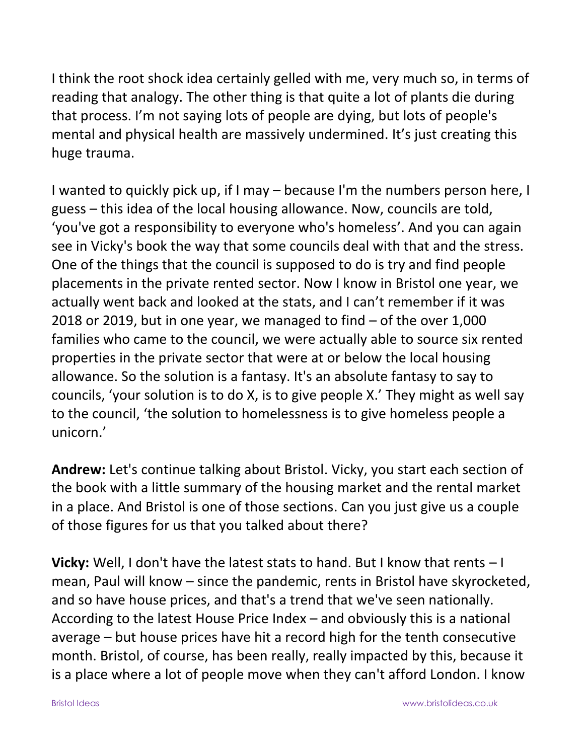I think the root shock idea certainly gelled with me, very much so, in terms of reading that analogy. The other thing is that quite a lot of plants die during that process. I'm not saying lots of people are dying, but lots of people's mental and physical health are massively undermined. It's just creating this huge trauma.

I wanted to quickly pick up, if I may – because I'm the numbers person here, I guess – this idea of the local housing allowance. Now, councils are told, 'you've got a responsibility to everyone who's homeless'. And you can again see in Vicky's book the way that some councils deal with that and the stress. One of the things that the council is supposed to do is try and find people placements in the private rented sector. Now I know in Bristol one year, we actually went back and looked at the stats, and I can't remember if it was 2018 or 2019, but in one year, we managed to find – of the over 1,000 families who came to the council, we were actually able to source six rented properties in the private sector that were at or below the local housing allowance. So the solution is a fantasy. It's an absolute fantasy to say to councils, 'your solution is to do X, is to give people X.' They might as well say to the council, 'the solution to homelessness is to give homeless people a unicorn.'

**Andrew:** Let's continue talking about Bristol. Vicky, you start each section of the book with a little summary of the housing market and the rental market in a place. And Bristol is one of those sections. Can you just give us a couple of those figures for us that you talked about there?

**Vicky:** Well, I don't have the latest stats to hand. But I know that rents – I mean, Paul will know – since the pandemic, rents in Bristol have skyrocketed, and so have house prices, and that's a trend that we've seen nationally. According to the latest House Price Index – and obviously this is a national average – but house prices have hit a record high for the tenth consecutive month. Bristol, of course, has been really, really impacted by this, because it is a place where a lot of people move when they can't afford London. I know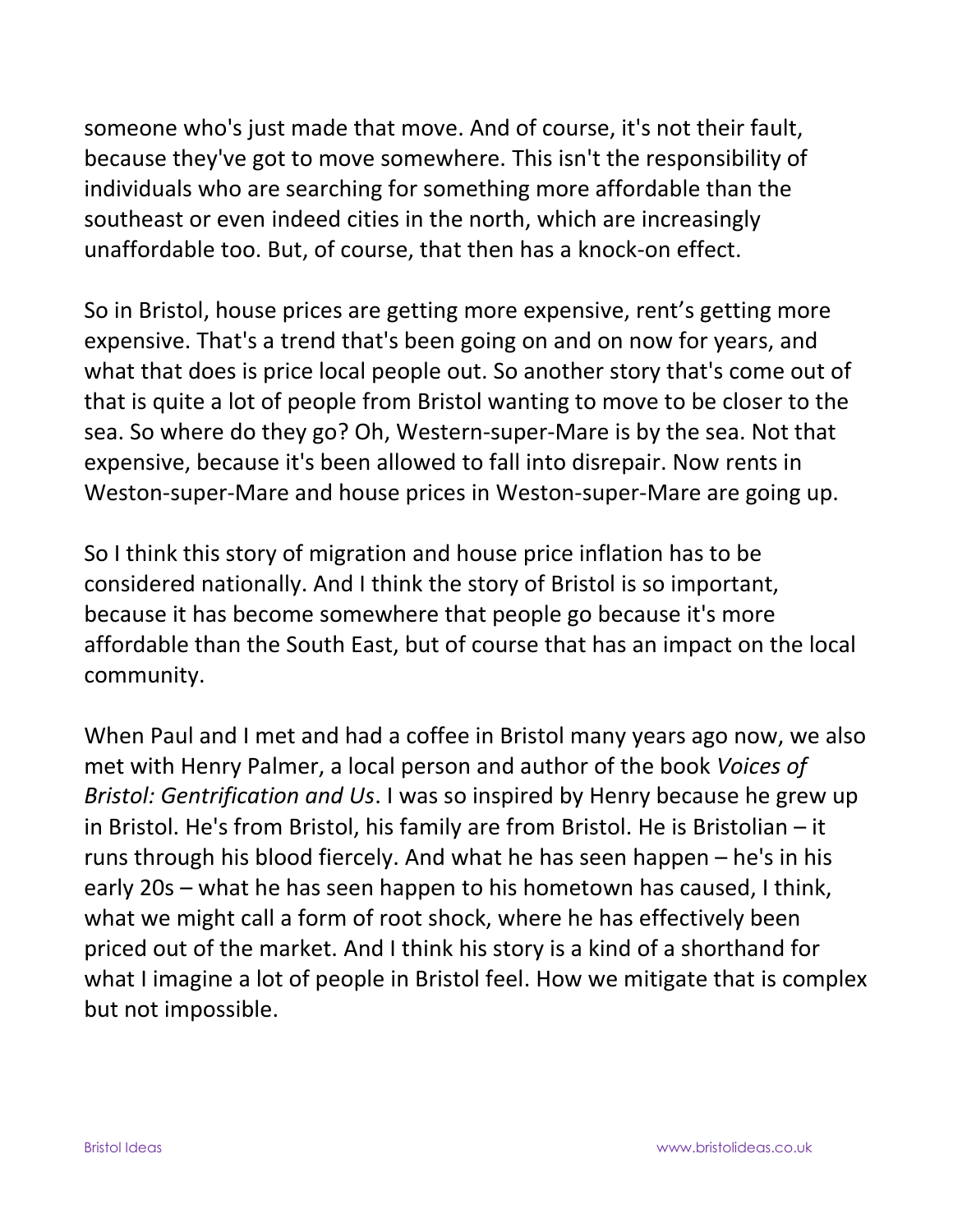someone who's just made that move. And of course, it's not their fault, because they've got to move somewhere. This isn't the responsibility of individuals who are searching for something more affordable than the southeast or even indeed cities in the north, which are increasingly unaffordable too. But, of course, that then has a knock-on effect.

So in Bristol, house prices are getting more expensive, rent's getting more expensive. That's a trend that's been going on and on now for years, and what that does is price local people out. So another story that's come out of that is quite a lot of people from Bristol wanting to move to be closer to the sea. So where do they go? Oh, Western-super-Mare is by the sea. Not that expensive, because it's been allowed to fall into disrepair. Now rents in Weston-super-Mare and house prices in Weston-super-Mare are going up.

So I think this story of migration and house price inflation has to be considered nationally. And I think the story of Bristol is so important, because it has become somewhere that people go because it's more affordable than the South East, but of course that has an impact on the local community.

When Paul and I met and had a coffee in Bristol many years ago now, we also met with Henry Palmer, a local person and author of the book *Voices of Bristol: Gentrification and Us*. I was so inspired by Henry because he grew up in Bristol. He's from Bristol, his family are from Bristol. He is Bristolian – it runs through his blood fiercely. And what he has seen happen – he's in his early 20s – what he has seen happen to his hometown has caused, I think, what we might call a form of root shock, where he has effectively been priced out of the market. And I think his story is a kind of a shorthand for what I imagine a lot of people in Bristol feel. How we mitigate that is complex but not impossible.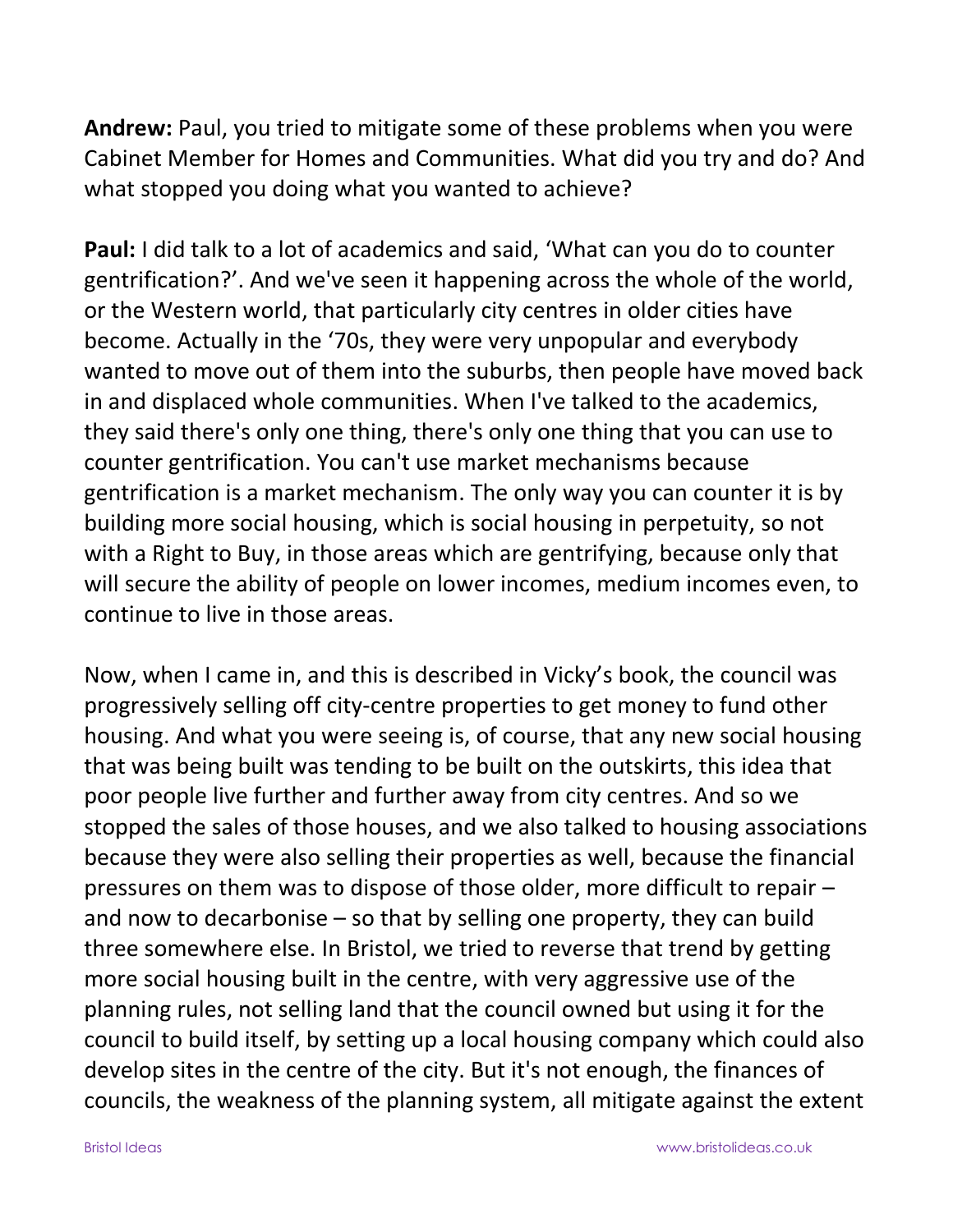**Andrew:** Paul, you tried to mitigate some of these problems when you were Cabinet Member for Homes and Communities. What did you try and do? And what stopped you doing what you wanted to achieve?

**Paul:** I did talk to a lot of academics and said, 'What can you do to counter gentrification?'. And we've seen it happening across the whole of the world, or the Western world, that particularly city centres in older cities have become. Actually in the '70s, they were very unpopular and everybody wanted to move out of them into the suburbs, then people have moved back in and displaced whole communities. When I've talked to the academics, they said there's only one thing, there's only one thing that you can use to counter gentrification. You can't use market mechanisms because gentrification is a market mechanism. The only way you can counter it is by building more social housing, which is social housing in perpetuity, so not with a Right to Buy, in those areas which are gentrifying, because only that will secure the ability of people on lower incomes, medium incomes even, to continue to live in those areas.

Now, when I came in, and this is described in Vicky's book, the council was progressively selling off city-centre properties to get money to fund other housing. And what you were seeing is, of course, that any new social housing that was being built was tending to be built on the outskirts, this idea that poor people live further and further away from city centres. And so we stopped the sales of those houses, and we also talked to housing associations because they were also selling their properties as well, because the financial pressures on them was to dispose of those older, more difficult to repair – and now to decarbonise – so that by selling one property, they can build three somewhere else. In Bristol, we tried to reverse that trend by getting more social housing built in the centre, with very aggressive use of the planning rules, not selling land that the council owned but using it for the council to build itself, by setting up a local housing company which could also develop sites in the centre of the city. But it's not enough, the finances of councils, the weakness of the planning system, all mitigate against the extent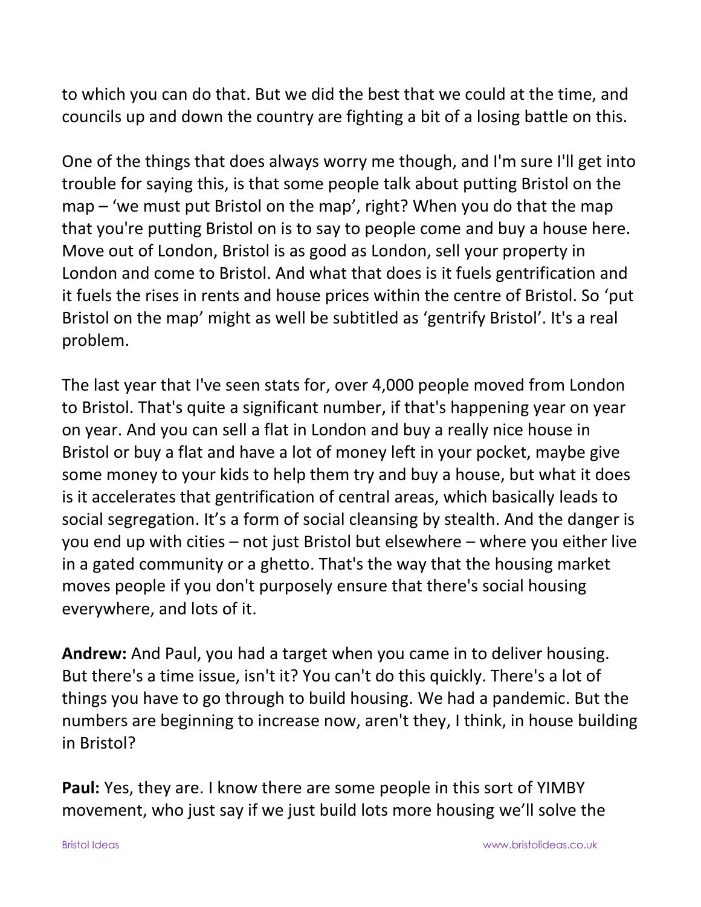to which you can do that. But we did the best that we could at the time, and councils up and down the country are fighting a bit of a losing battle on this.

One of the things that does always worry me though, and I'm sure I'll get into trouble for saying this, is that some people talk about putting Bristol on the map – 'we must put Bristol on the map', right? When you do that the map that you're putting Bristol on is to say to people come and buy a house here. Move out of London, Bristol is as good as London, sell your property in London and come to Bristol. And what that does is it fuels gentrification and it fuels the rises in rents and house prices within the centre of Bristol. So 'put Bristol on the map' might as well be subtitled as 'gentrify Bristol'. It's a real problem.

The last year that I've seen stats for, over 4,000 people moved from London to Bristol. That's quite a significant number, if that's happening year on year on year. And you can sell a flat in London and buy a really nice house in Bristol or buy a flat and have a lot of money left in your pocket, maybe give some money to your kids to help them try and buy a house, but what it does is it accelerates that gentrification of central areas, which basically leads to social segregation. It's a form of social cleansing by stealth. And the danger is you end up with cities – not just Bristol but elsewhere – where you either live in a gated community or a ghetto. That's the way that the housing market moves people if you don't purposely ensure that there's social housing everywhere, and lots of it.

**Andrew:** And Paul, you had a target when you came in to deliver housing. But there's a time issue, isn't it? You can't do this quickly. There's a lot of things you have to go through to build housing. We had a pandemic. But the numbers are beginning to increase now, aren't they, I think, in house building in Bristol?

**Paul:** Yes, they are. I know there are some people in this sort of YIMBY movement, who just say if we just build lots more housing we'll solve the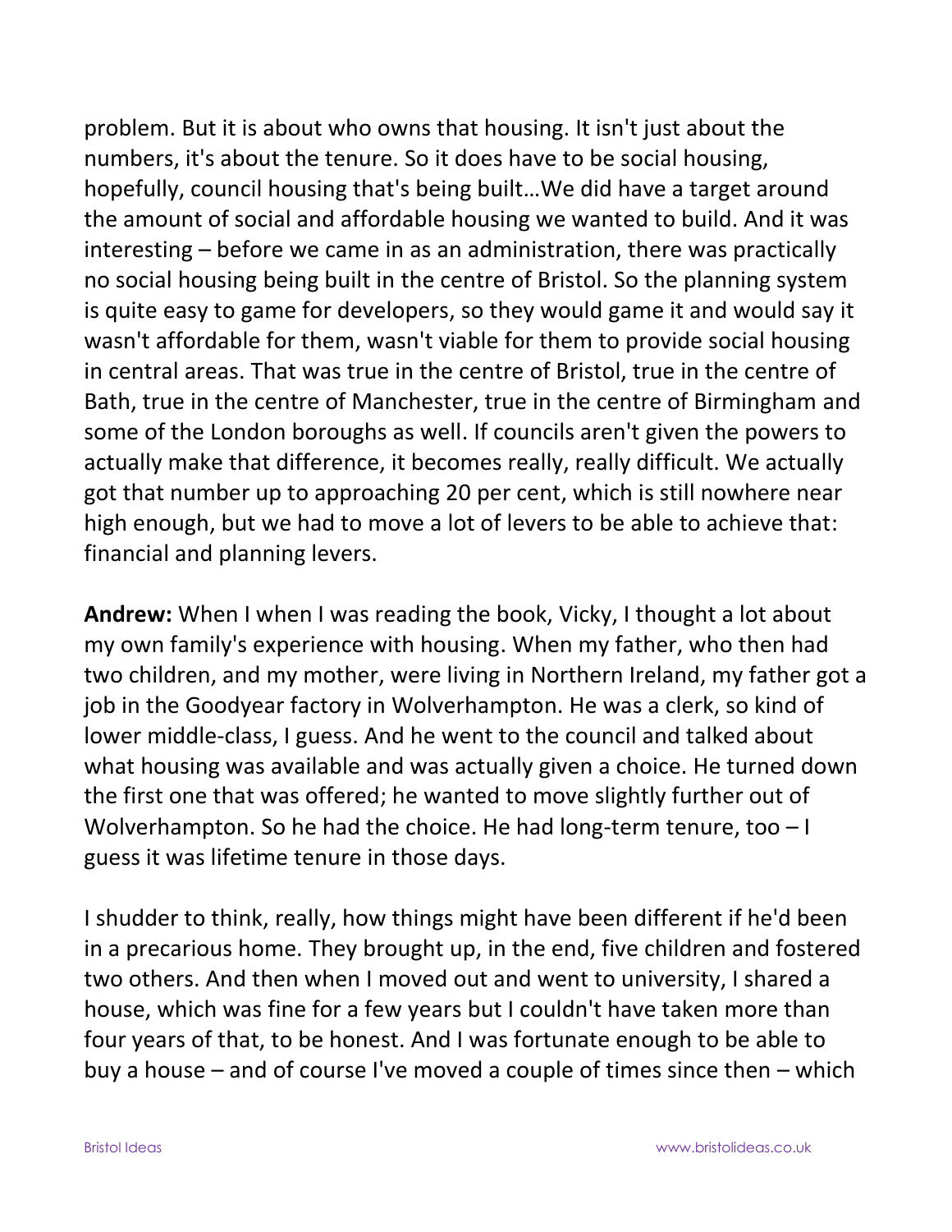problem. But it is about who owns that housing. It isn't just about the numbers, it's about the tenure. So it does have to be social housing, hopefully, council housing that's being built…We did have a target around the amount of social and affordable housing we wanted to build. And it was interesting – before we came in as an administration, there was practically no social housing being built in the centre of Bristol. So the planning system is quite easy to game for developers, so they would game it and would say it wasn't affordable for them, wasn't viable for them to provide social housing in central areas. That was true in the centre of Bristol, true in the centre of Bath, true in the centre of Manchester, true in the centre of Birmingham and some of the London boroughs as well. If councils aren't given the powers to actually make that difference, it becomes really, really difficult. We actually got that number up to approaching 20 per cent, which is still nowhere near high enough, but we had to move a lot of levers to be able to achieve that: financial and planning levers.

**Andrew:** When I when I was reading the book, Vicky, I thought a lot about my own family's experience with housing. When my father, who then had two children, and my mother, were living in Northern Ireland, my father got a job in the Goodyear factory in Wolverhampton. He was a clerk, so kind of lower middle-class, I guess. And he went to the council and talked about what housing was available and was actually given a choice. He turned down the first one that was offered; he wanted to move slightly further out of Wolverhampton. So he had the choice. He had long-term tenure, too – I guess it was lifetime tenure in those days.

I shudder to think, really, how things might have been different if he'd been in a precarious home. They brought up, in the end, five children and fostered two others. And then when I moved out and went to university, I shared a house, which was fine for a few years but I couldn't have taken more than four years of that, to be honest. And I was fortunate enough to be able to buy a house – and of course I've moved a couple of times since then – which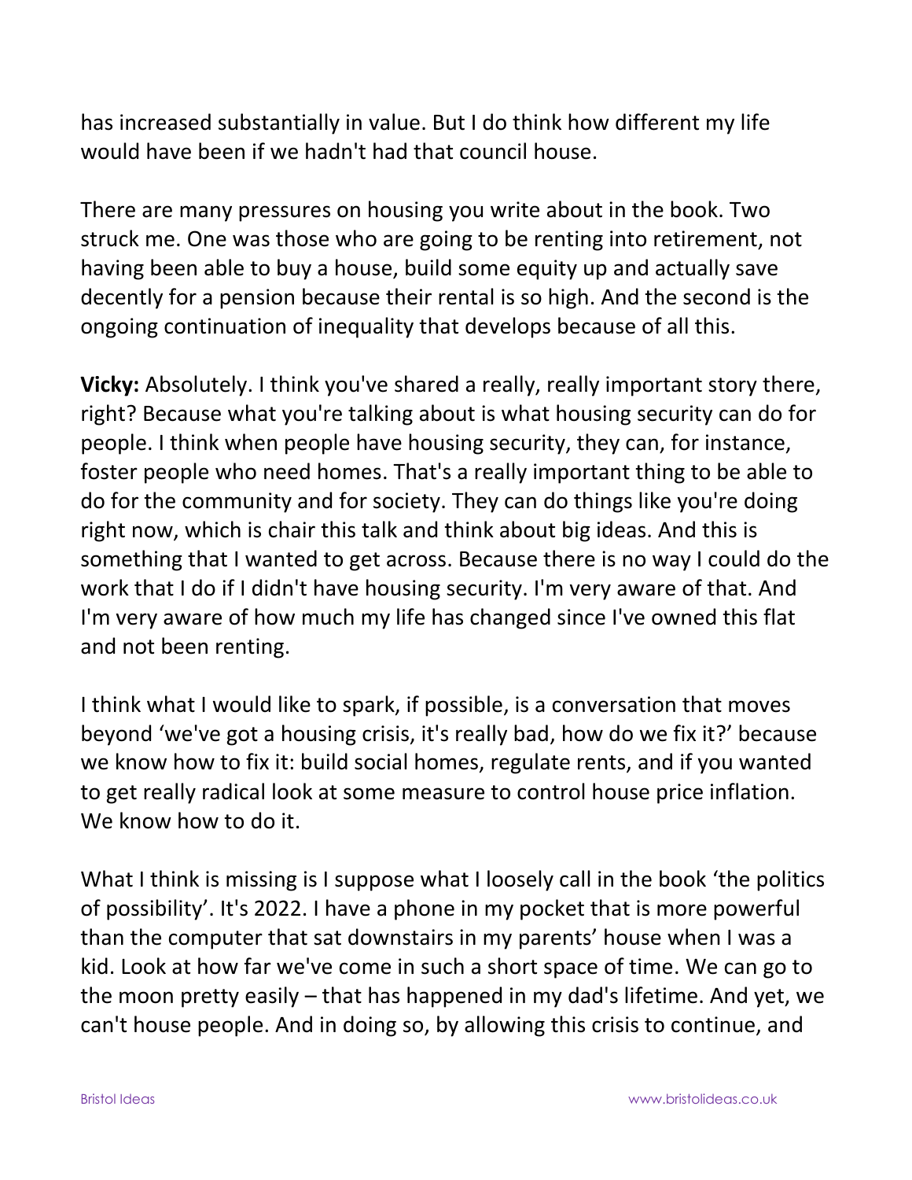has increased substantially in value. But I do think how different my life would have been if we hadn't had that council house.

There are many pressures on housing you write about in the book. Two struck me. One was those who are going to be renting into retirement, not having been able to buy a house, build some equity up and actually save decently for a pension because their rental is so high. And the second is the ongoing continuation of inequality that develops because of all this.

**Vicky:** Absolutely. I think you've shared a really, really important story there, right? Because what you're talking about is what housing security can do for people. I think when people have housing security, they can, for instance, foster people who need homes. That's a really important thing to be able to do for the community and for society. They can do things like you're doing right now, which is chair this talk and think about big ideas. And this is something that I wanted to get across. Because there is no way I could do the work that I do if I didn't have housing security. I'm very aware of that. And I'm very aware of how much my life has changed since I've owned this flat and not been renting.

I think what I would like to spark, if possible, is a conversation that moves beyond 'we've got a housing crisis, it's really bad, how do we fix it?' because we know how to fix it: build social homes, regulate rents, and if you wanted to get really radical look at some measure to control house price inflation. We know how to do it.

What I think is missing is I suppose what I loosely call in the book 'the politics of possibility'. It's 2022. I have a phone in my pocket that is more powerful than the computer that sat downstairs in my parents' house when I was a kid. Look at how far we've come in such a short space of time. We can go to the moon pretty easily – that has happened in my dad's lifetime. And yet, we can't house people. And in doing so, by allowing this crisis to continue, and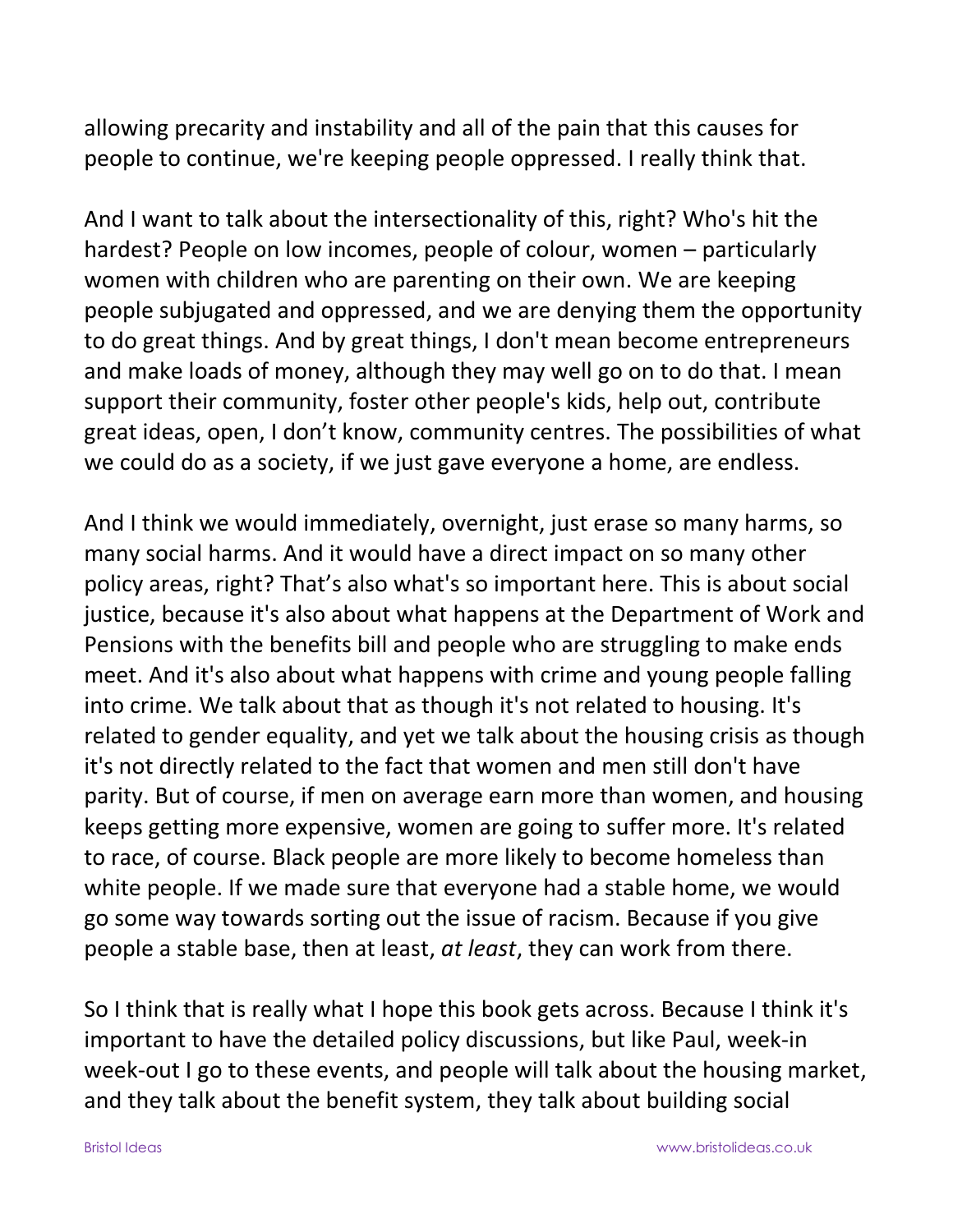allowing precarity and instability and all of the pain that this causes for people to continue, we're keeping people oppressed. I really think that.

And I want to talk about the intersectionality of this, right? Who's hit the hardest? People on low incomes, people of colour, women – particularly women with children who are parenting on their own. We are keeping people subjugated and oppressed, and we are denying them the opportunity to do great things. And by great things, I don't mean become entrepreneurs and make loads of money, although they may well go on to do that. I mean support their community, foster other people's kids, help out, contribute great ideas, open, I don't know, community centres. The possibilities of what we could do as a society, if we just gave everyone a home, are endless.

And I think we would immediately, overnight, just erase so many harms, so many social harms. And it would have a direct impact on so many other policy areas, right? That's also what's so important here. This is about social justice, because it's also about what happens at the Department of Work and Pensions with the benefits bill and people who are struggling to make ends meet. And it's also about what happens with crime and young people falling into crime. We talk about that as though it's not related to housing. It's related to gender equality, and yet we talk about the housing crisis as though it's not directly related to the fact that women and men still don't have parity. But of course, if men on average earn more than women, and housing keeps getting more expensive, women are going to suffer more. It's related to race, of course. Black people are more likely to become homeless than white people. If we made sure that everyone had a stable home, we would go some way towards sorting out the issue of racism. Because if you give people a stable base, then at least, *at least*, they can work from there.

So I think that is really what I hope this book gets across. Because I think it's important to have the detailed policy discussions, but like Paul, week-in week-out I go to these events, and people will talk about the housing market, and they talk about the benefit system, they talk about building social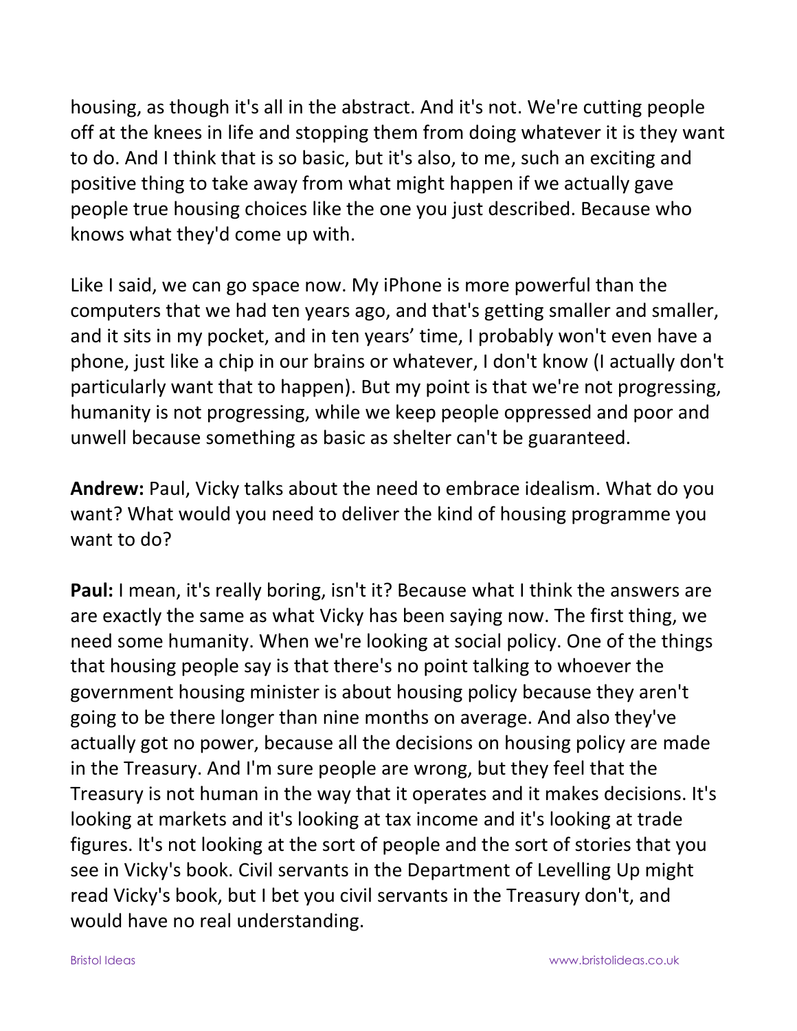housing, as though it's all in the abstract. And it's not. We're cutting people off at the knees in life and stopping them from doing whatever it is they want to do. And I think that is so basic, but it's also, to me, such an exciting and positive thing to take away from what might happen if we actually gave people true housing choices like the one you just described. Because who knows what they'd come up with.

Like I said, we can go space now. My iPhone is more powerful than the computers that we had ten years ago, and that's getting smaller and smaller, and it sits in my pocket, and in ten years' time, I probably won't even have a phone, just like a chip in our brains or whatever, I don't know (I actually don't particularly want that to happen). But my point is that we're not progressing, humanity is not progressing, while we keep people oppressed and poor and unwell because something as basic as shelter can't be guaranteed.

**Andrew:** Paul, Vicky talks about the need to embrace idealism. What do you want? What would you need to deliver the kind of housing programme you want to do?

**Paul:** I mean, it's really boring, isn't it? Because what I think the answers are are exactly the same as what Vicky has been saying now. The first thing, we need some humanity. When we're looking at social policy. One of the things that housing people say is that there's no point talking to whoever the government housing minister is about housing policy because they aren't going to be there longer than nine months on average. And also they've actually got no power, because all the decisions on housing policy are made in the Treasury. And I'm sure people are wrong, but they feel that the Treasury is not human in the way that it operates and it makes decisions. It's looking at markets and it's looking at tax income and it's looking at trade figures. It's not looking at the sort of people and the sort of stories that you see in Vicky's book. Civil servants in the Department of Levelling Up might read Vicky's book, but I bet you civil servants in the Treasury don't, and would have no real understanding.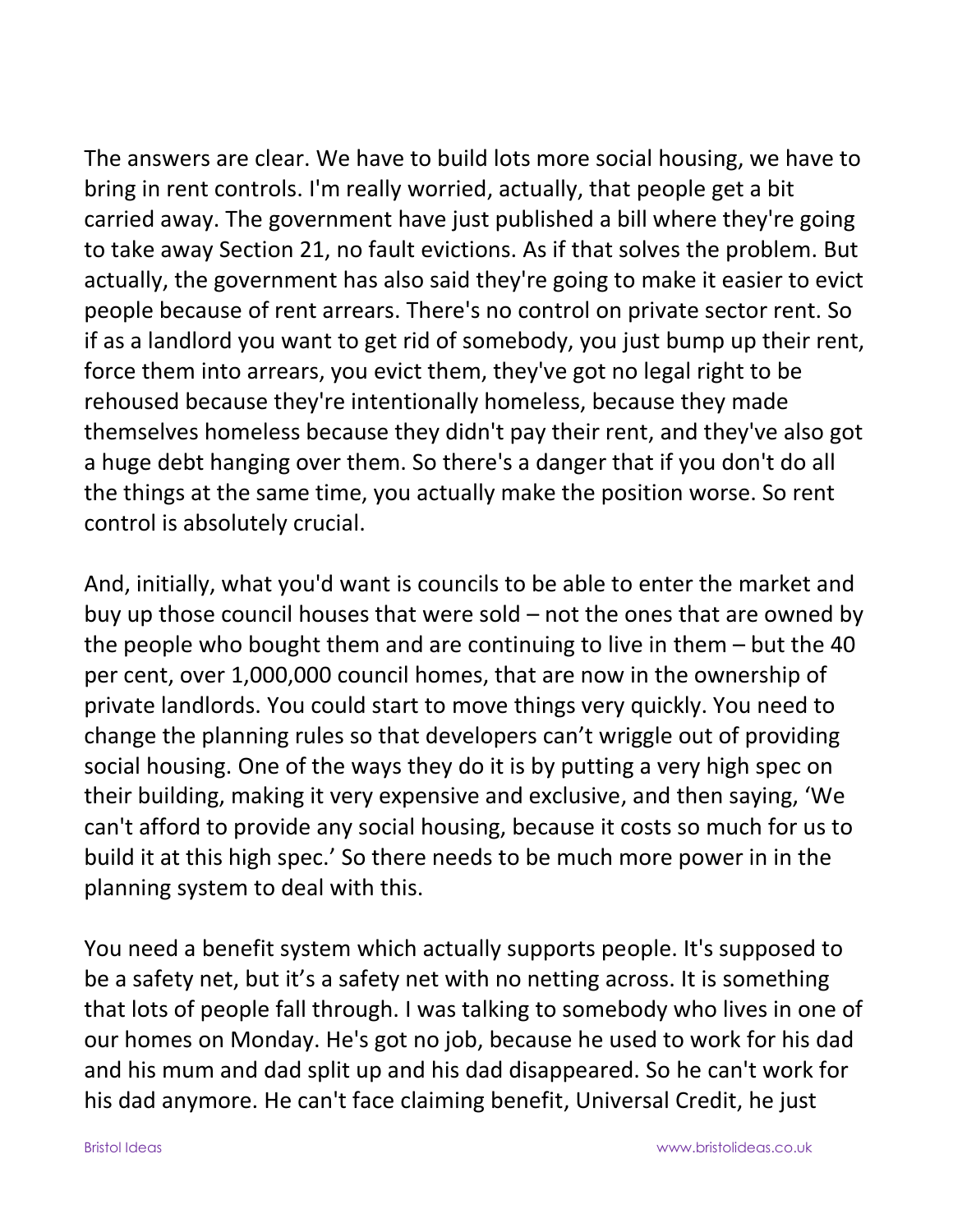The answers are clear. We have to build lots more social housing, we have to bring in rent controls. I'm really worried, actually, that people get a bit carried away. The government have just published a bill where they're going to take away Section 21, no fault evictions. As if that solves the problem. But actually, the government has also said they're going to make it easier to evict people because of rent arrears. There's no control on private sector rent. So if as a landlord you want to get rid of somebody, you just bump up their rent, force them into arrears, you evict them, they've got no legal right to be rehoused because they're intentionally homeless, because they made themselves homeless because they didn't pay their rent, and they've also got a huge debt hanging over them. So there's a danger that if you don't do all the things at the same time, you actually make the position worse. So rent control is absolutely crucial.

And, initially, what you'd want is councils to be able to enter the market and buy up those council houses that were sold – not the ones that are owned by the people who bought them and are continuing to live in them – but the 40 per cent, over 1,000,000 council homes, that are now in the ownership of private landlords. You could start to move things very quickly. You need to change the planning rules so that developers can't wriggle out of providing social housing. One of the ways they do it is by putting a very high spec on their building, making it very expensive and exclusive, and then saying, 'We can't afford to provide any social housing, because it costs so much for us to build it at this high spec.' So there needs to be much more power in in the planning system to deal with this.

You need a benefit system which actually supports people. It's supposed to be a safety net, but it's a safety net with no netting across. It is something that lots of people fall through. I was talking to somebody who lives in one of our homes on Monday. He's got no job, because he used to work for his dad and his mum and dad split up and his dad disappeared. So he can't work for his dad anymore. He can't face claiming benefit, Universal Credit, he just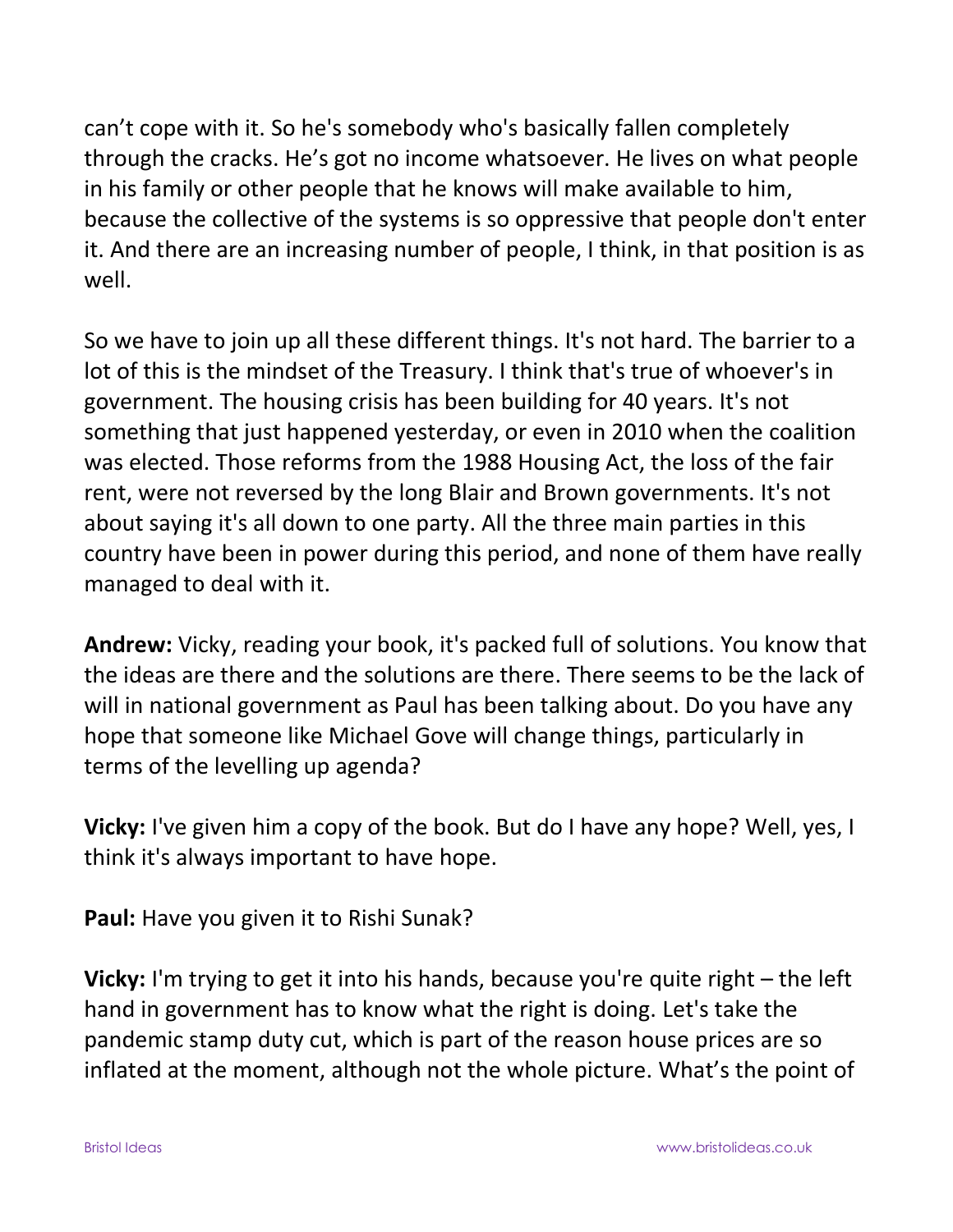can’t cope with it. So he's somebody who's basically fallen completely through the cracks. He’s got no income whatsoever. He lives on what people in his family or other people that he knows will make available to him, because the collective of the systems is so oppressive that people don't enter it. And there are an increasing number of people, I think, in that position is as well.

So we have to join up all these different things. It's not hard. The barrier to a lot of this is the mindset of the Treasury. I think that's true of whoever's in government. The housing crisis has been building for 40 years. It's not something that just happened yesterday, or even in 2010 when the coalition was elected. Those reforms from the 1988 Housing Act, the loss of the fair rent, were not reversed by the long Blair and Brown governments. It's not about saying it's all down to one party. All the three main parties in this country have been in power during this period, and none of them have really managed to deal with it.

**Andrew:** Vicky, reading your book, it's packed full of solutions. You know that the ideas are there and the solutions are there. There seems to be the lack of will in national government as Paul has been talking about. Do you have any hope that someone like Michael Gove will change things, particularly in terms of the levelling up agenda?

**Vicky:** I've given him a copy of the book. But do I have any hope? Well, yes, I think it's always important to have hope.

**Paul:** Have you given it to Rishi Sunak?

**Vicky:** I'm trying to get it into his hands, because you're quite right – the left hand in government has to know what the right is doing. Let's take the pandemic stamp duty cut, which is part of the reason house prices are so inflated at the moment, although not the whole picture. What’s the point of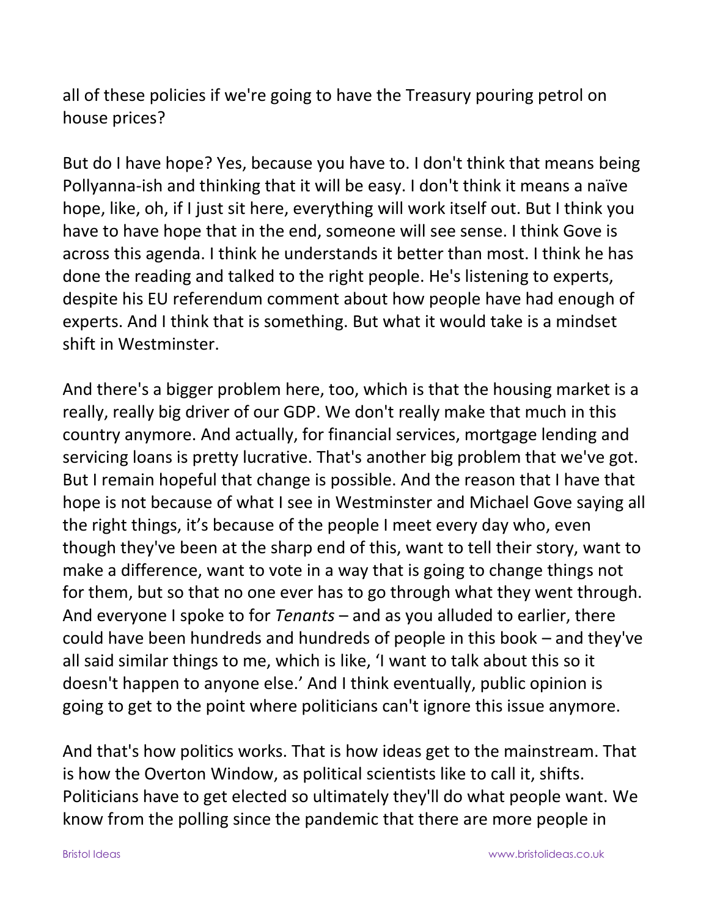all of these policies if we're going to have the Treasury pouring petrol on house prices?

But do I have hope? Yes, because you have to. I don't think that means being Pollyanna-ish and thinking that it will be easy. I don't think it means a naïve hope, like, oh, if I just sit here, everything will work itself out. But I think you have to have hope that in the end, someone will see sense. I think Gove is across this agenda. I think he understands it better than most. I think he has done the reading and talked to the right people. He's listening to experts, despite his EU referendum comment about how people have had enough of experts. And I think that is something. But what it would take is a mindset shift in Westminster.

And there's a bigger problem here, too, which is that the housing market is a really, really big driver of our GDP. We don't really make that much in this country anymore. And actually, for financial services, mortgage lending and servicing loans is pretty lucrative. That's another big problem that we've got. But I remain hopeful that change is possible. And the reason that I have that hope is not because of what I see in Westminster and Michael Gove saying all the right things, it's because of the people I meet every day who, even though they've been at the sharp end of this, want to tell their story, want to make a difference, want to vote in a way that is going to change things not for them, but so that no one ever has to go through what they went through. And everyone I spoke to for *Tenants* – and as you alluded to earlier, there could have been hundreds and hundreds of people in this book – and they've all said similar things to me, which is like, 'I want to talk about this so it doesn't happen to anyone else.' And I think eventually, public opinion is going to get to the point where politicians can't ignore this issue anymore.

And that's how politics works. That is how ideas get to the mainstream. That is how the Overton Window, as political scientists like to call it, shifts. Politicians have to get elected so ultimately they'll do what people want. We know from the polling since the pandemic that there are more people in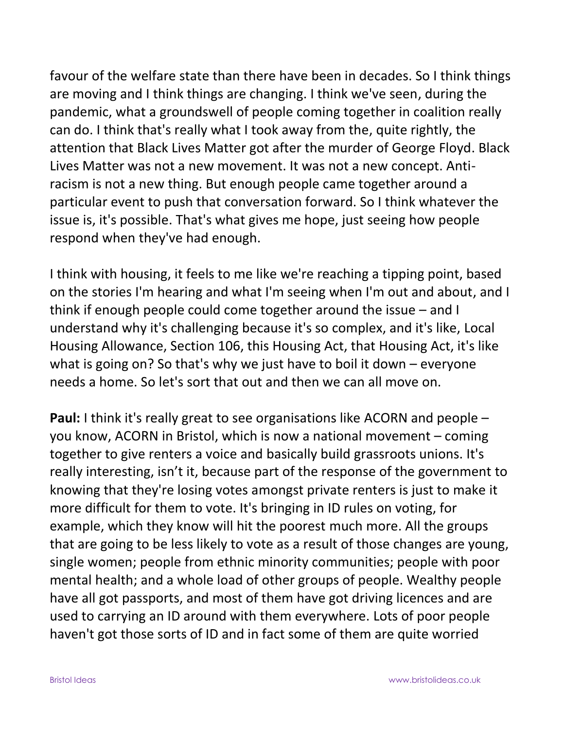favour of the welfare state than there have been in decades. So I think things are moving and I think things are changing. I think we've seen, during the pandemic, what a groundswell of people coming together in coalition really can do. I think that's really what I took away from the, quite rightly, the attention that Black Lives Matter got after the murder of George Floyd. Black Lives Matter was not a new movement. It was not a new concept. Anti-racism is not a new thing. But enough people came together around a particular event to push that conversation forward. So I think whatever the issue is, it's possible. That's what gives me hope, just seeing how people respond when they've had enough.

I think with housing, it feels to me like we're reaching a tipping point, based on the stories I'm hearing and what I'm seeing when I'm out and about, and I think if enough people could come together around the issue – and I understand why it's challenging because it's so complex, and it's like, Local Housing Allowance, Section 106, this Housing Act, that Housing Act, it's like what is going on? So that's why we just have to boil it down – everyone needs a home. So let's sort that out and then we can all move on.

**Paul:** I think it's really great to see organisations like ACORN and people – you know, ACORN in Bristol, which is now a national movement – coming together to give renters a voice and basically build grassroots unions. It's really interesting, isn't it, because part of the response of the government to knowing that they're losing votes amongst private renters is just to make it more difficult for them to vote. It's bringing in ID rules on voting, for example, which they know will hit the poorest much more. All the groups that are going to be less likely to vote as a result of those changes are young, single women; people from ethnic minority communities; people with poor mental health; and a whole load of other groups of people. Wealthy people have all got passports, and most of them have got driving licences and are used to carrying an ID around with them everywhere. Lots of poor people haven't got those sorts of ID and in fact some of them are quite worried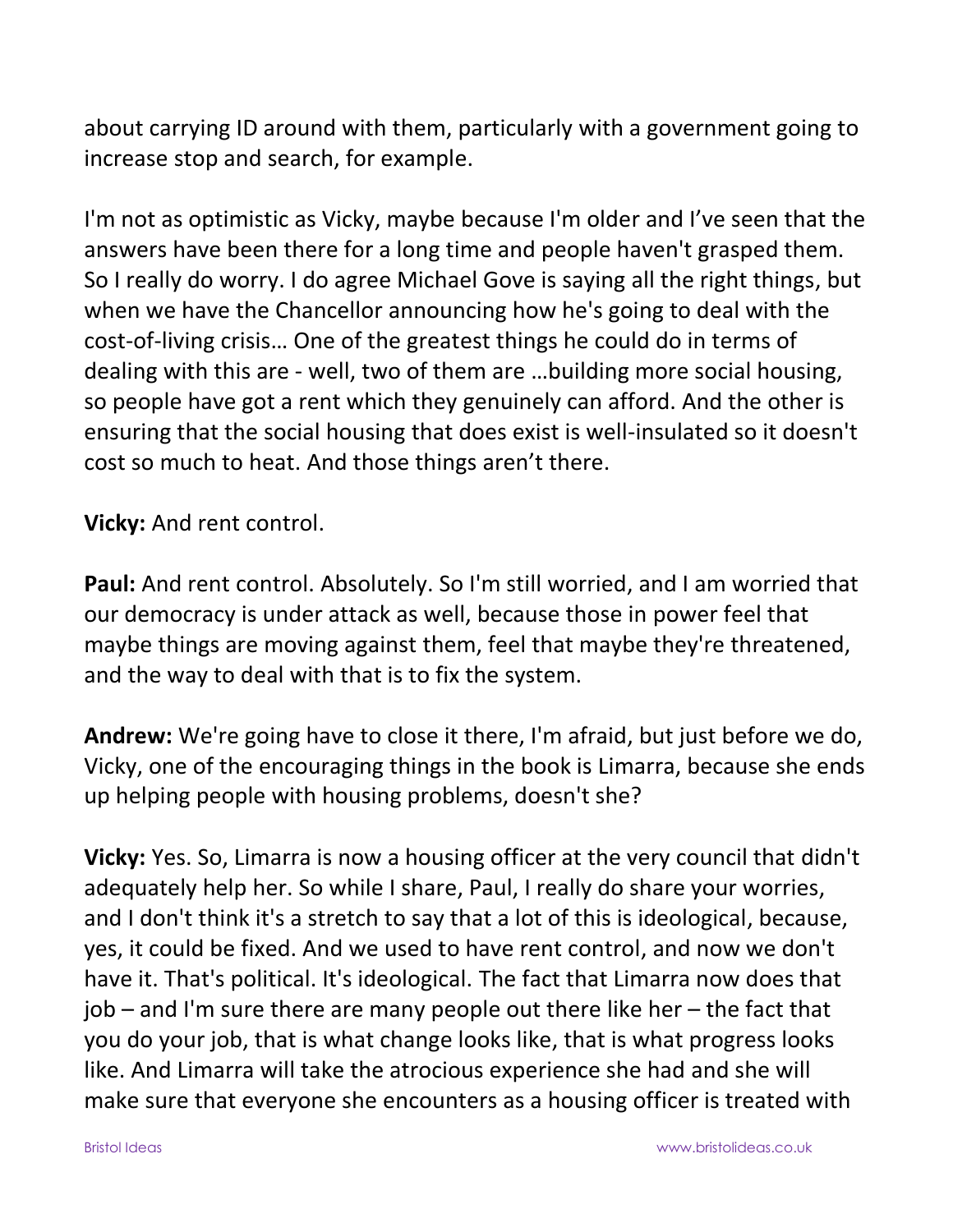about carrying ID around with them, particularly with a government going to increase stop and search, for example.

I'm not as optimistic as Vicky, maybe because I'm older and I've seen that the answers have been there for a long time and people haven't grasped them. So I really do worry. I do agree Michael Gove is saying all the right things, but when we have the Chancellor announcing how he's going to deal with the cost-of-living crisis… One of the greatest things he could do in terms of dealing with this are - well, two of them are …building more social housing, so people have got a rent which they genuinely can afford. And the other is ensuring that the social housing that does exist is well-insulated so it doesn't cost so much to heat. And those things aren't there.

**Vicky:** And rent control.

**Paul:** And rent control. Absolutely. So I'm still worried, and I am worried that our democracy is under attack as well, because those in power feel that maybe things are moving against them, feel that maybe they're threatened, and the way to deal with that is to fix the system.

**Andrew:** We're going have to close it there, I'm afraid, but just before we do, Vicky, one of the encouraging things in the book is Limarra, because she ends up helping people with housing problems, doesn't she?

**Vicky:** Yes. So, Limarra is now a housing officer at the very council that didn't adequately help her. So while I share, Paul, I really do share your worries, and I don't think it's a stretch to say that a lot of this is ideological, because, yes, it could be fixed. And we used to have rent control, and now we don't have it. That's political. It's ideological. The fact that Limarra now does that job – and I'm sure there are many people out there like her – the fact that you do your job, that is what change looks like, that is what progress looks like. And Limarra will take the atrocious experience she had and she will make sure that everyone she encounters as a housing officer is treated with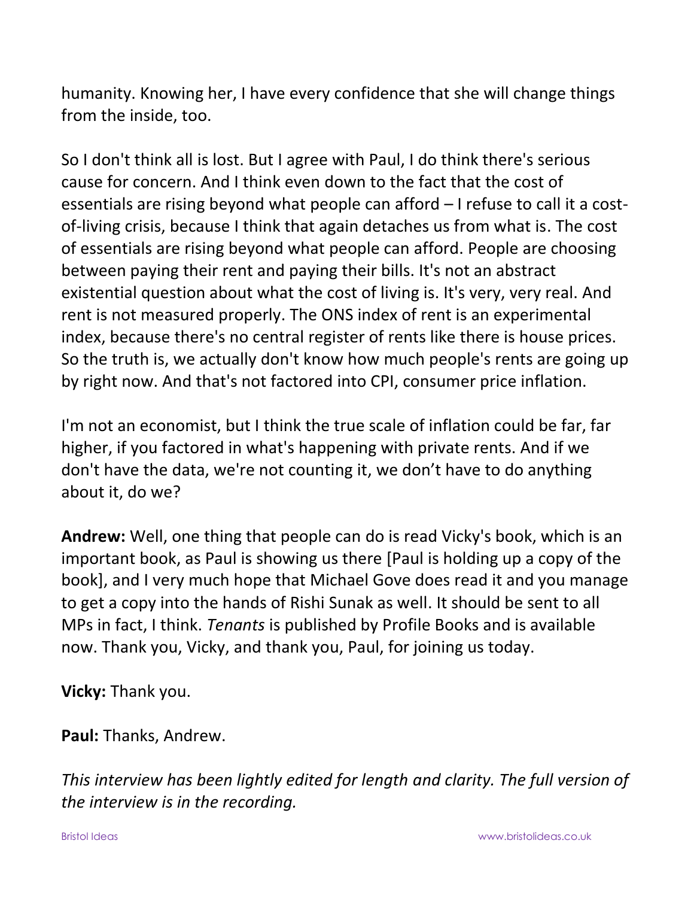humanity. Knowing her, I have every confidence that she will change things from the inside, too.

So I don't think all is lost. But I agree with Paul, I do think there's serious cause for concern. And I think even down to the fact that the cost of essentials are rising beyond what people can afford – I refuse to call it a cost-of-living crisis, because I think that again detaches us from what is. The cost of essentials are rising beyond what people can afford. People are choosing between paying their rent and paying their bills. It's not an abstract existential question about what the cost of living is. It's very, very real. And rent is not measured properly. The ONS index of rent is an experimental index, because there's no central register of rents like there is house prices. So the truth is, we actually don't know how much people's rents are going up by right now. And that's not factored into CPI, consumer price inflation.

I'm not an economist, but I think the true scale of inflation could be far, far higher, if you factored in what's happening with private rents. And if we don't have the data, we're not counting it, we don't have to do anything about it, do we?

**Andrew:** Well, one thing that people can do is read Vicky's book, which is an important book, as Paul is showing us there [Paul is holding up a copy of the book], and I very much hope that Michael Gove does read it and you manage to get a copy into the hands of Rishi Sunak as well. It should be sent to all MPs in fact, I think. *Tenants* is published by Profile Books and is available now. Thank you, Vicky, and thank you, Paul, for joining us today.

**Vicky:** Thank you.

**Paul:** Thanks, Andrew.

*This interview has been lightly edited for length and clarity. The full version of the interview is in the recording.*